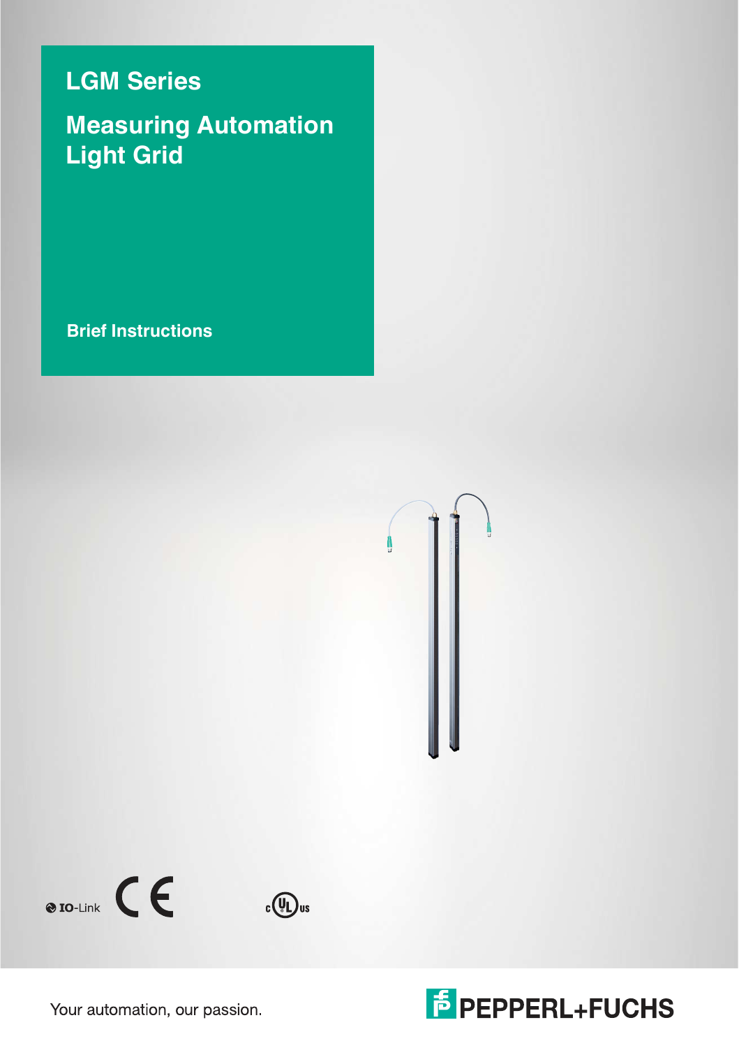# LGM Series

# Measuring Automation Light Grid

Brief Instructions

IO-Link

Your automation, our passion.

PEPPERL+FUCHS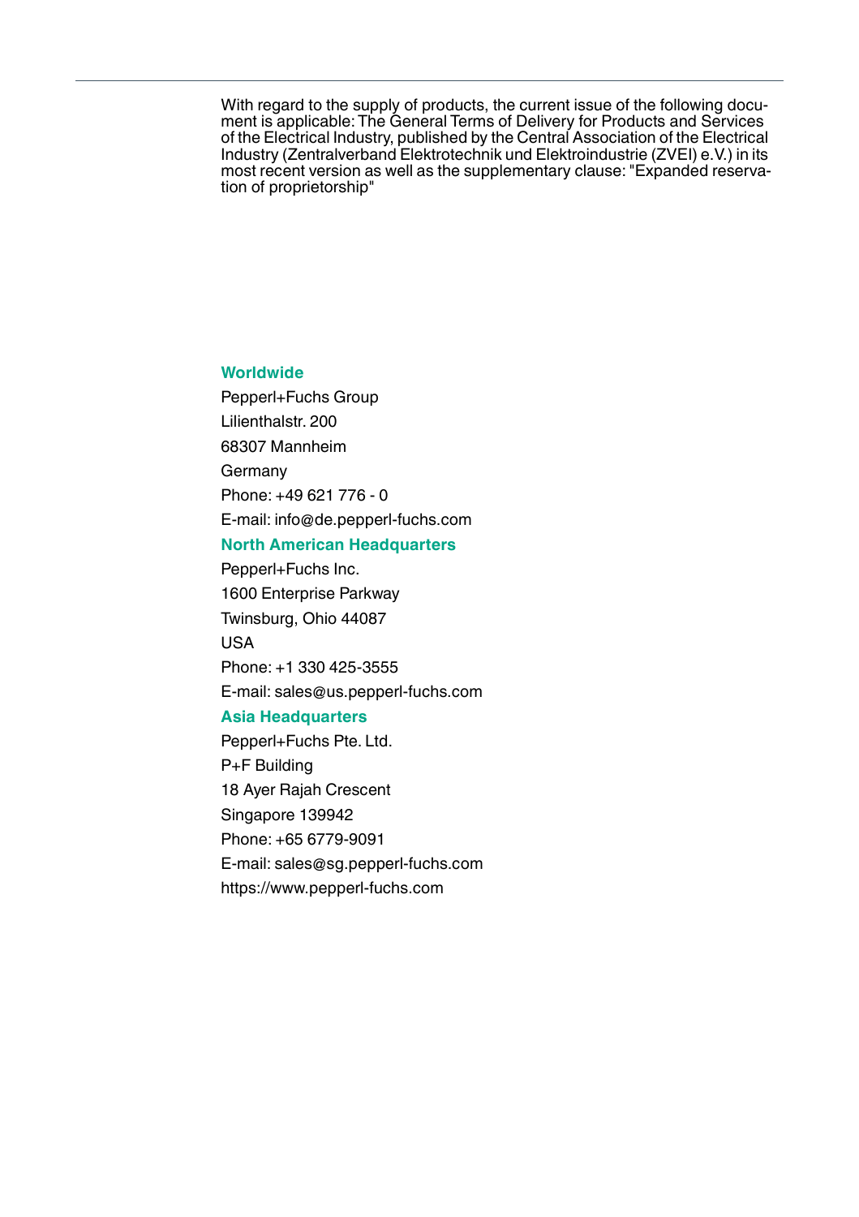With regard to the supply of products, the current issue of the following document is applicable: The General Terms of Delivery for Products and Services of the Electrical Industry, published by the Central Association of the Electrical Industry (Zentralverband Elektrotechnik und Elektroindustrie (ZVEI) e.V.) in its most recent version as well as the supplementary clause: "Expanded reservation of proprietorship"

**Worldwide**

Pepperl+Fuchs Group
Lilienthalstr. 200
68307 Mannheim
Germany
Phone: +49 621 776 - 0
E-mail: info@de.pepperl-fuchs.com

**North American Headquarters**

Pepperl+Fuchs Inc.
1600 Enterprise Parkway
Twinsburg, Ohio 44087
USA
Phone: +1 330 425-3555
E-mail: sales@us.pepperl-fuchs.com

**Asia Headquarters**

Pepperl+Fuchs Pte. Ltd.
P+F Building
18 Ayer Rajah Crescent
Singapore 139942
Phone: +65 6779-9091
E-mail: sales@sg.pepperl-fuchs.com
https://www.pepperl-fuchs.com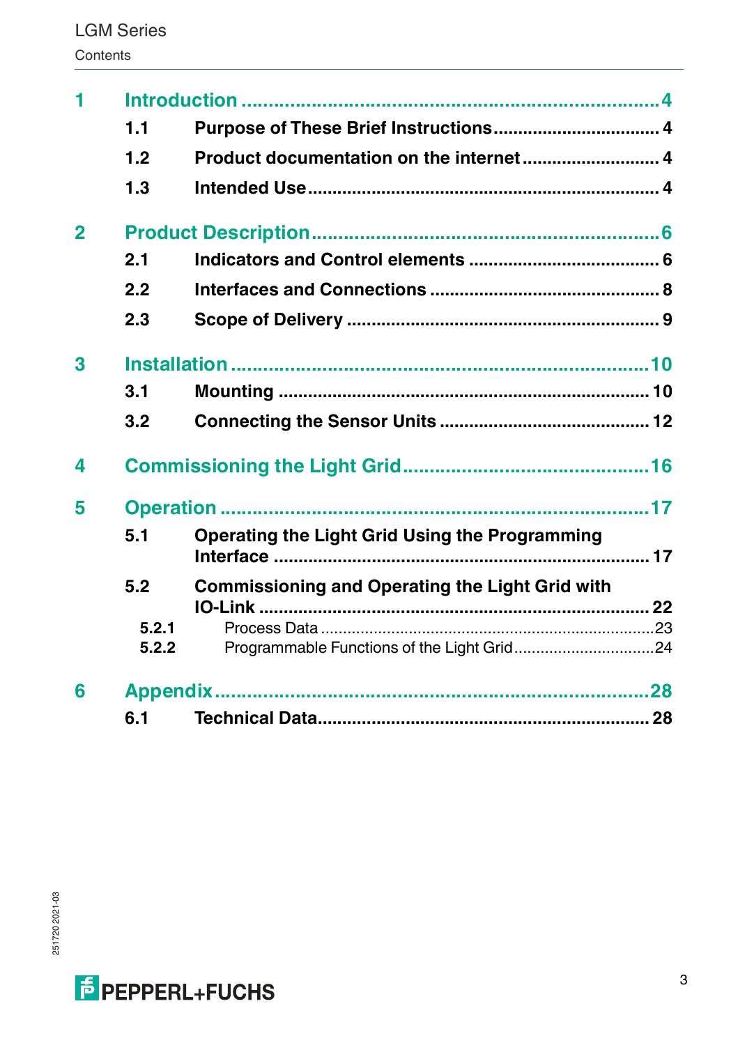# Contents

| | | | |
|---|---|---|---|
| **1** | **Introduction** | | **4** |
| | 1.1 | Purpose of These Brief Instructions | 4 |
| | 1.2 | Product documentation on the internet | 4 |
| | 1.3 | Intended Use | 4 |
| **2** | **Product Description** | | **6** |
| | 2.1 | Indicators and Control elements | 6 |
| | 2.2 | Interfaces and Connections | 8 |
| | 2.3 | Scope of Delivery | 9 |
| **3** | **Installation** | | **10** |
| | 3.1 | Mounting | 10 |
| | 3.2 | Connecting the Sensor Units | 12 |
| **4** | **Commissioning the Light Grid** | | **16** |
| **5** | **Operation** | | **17** |
| | 5.1 | Operating the Light Grid Using the Programming Interface | 17 |
| | 5.2 | Commissioning and Operating the Light Grid with IO-Link | 22 |
| | 5.2.1 | Process Data | 23 |
| | 5.2.2 | Programmable Functions of the Light Grid | 24 |
| **6** | **Appendix** | | **28** |
| | 6.1 | Technical Data | 28 |

251720 2021-03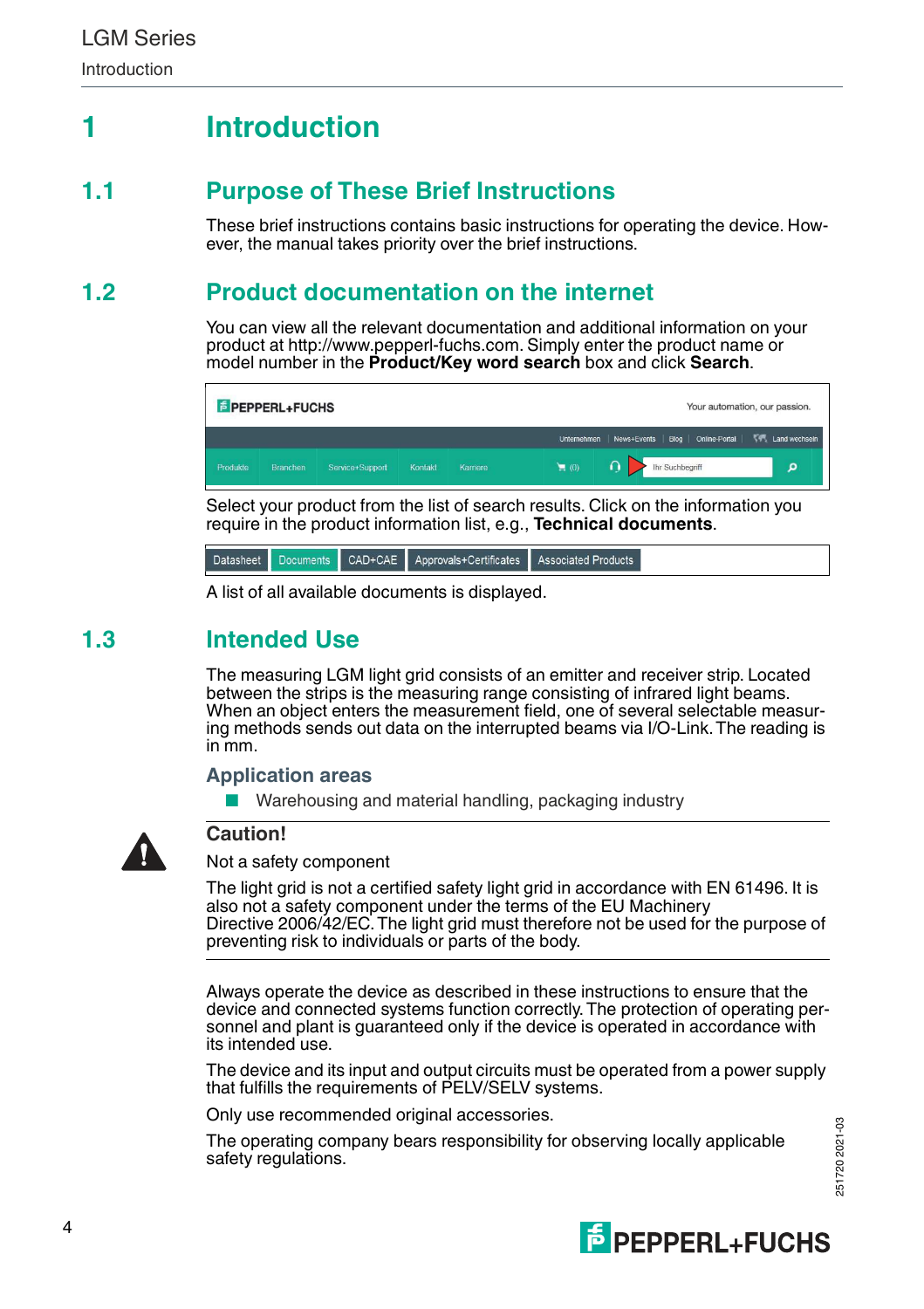# 1 Introduction

## 1.1 Purpose of These Brief Instructions

These brief instructions contains basic instructions for operating the device. However, the manual takes priority over the brief instructions.

## 1.2 Product documentation on the internet

You can view all the relevant documentation and additional information on your product at http://www.pepperl-fuchs.com. Simply enter the product name or model number in the **Product/Key word search** box and click **Search**.

Select your product from the list of search results. Click on the information you require in the product information list, e.g., **Technical documents**.

A list of all available documents is displayed.

## 1.3 Intended Use

The measuring LGM light grid consists of an emitter and receiver strip. Located between the strips is the measuring range consisting of infrared light beams. When an object enters the measurement field, one of several selectable measuring methods sends out data on the interrupted beams via I/O-Link. The reading is in mm.

### Application areas

- Warehousing and material handling, packaging industry

**Caution!**

Not a safety component

The light grid is not a certified safety light grid in accordance with EN 61496. It is also not a safety component under the terms of the EU Machinery Directive 2006/42/EC. The light grid must therefore not be used for the purpose of preventing risk to individuals or parts of the body.

Always operate the device as described in these instructions to ensure that the device and connected systems function correctly. The protection of operating personnel and plant is guaranteed only if the device is operated in accordance with its intended use.

The device and its input and output circuits must be operated from a power supply that fulfills the requirements of PELV/SELV systems.

Only use recommended original accessories.

The operating company bears responsibility for observing locally applicable safety regulations.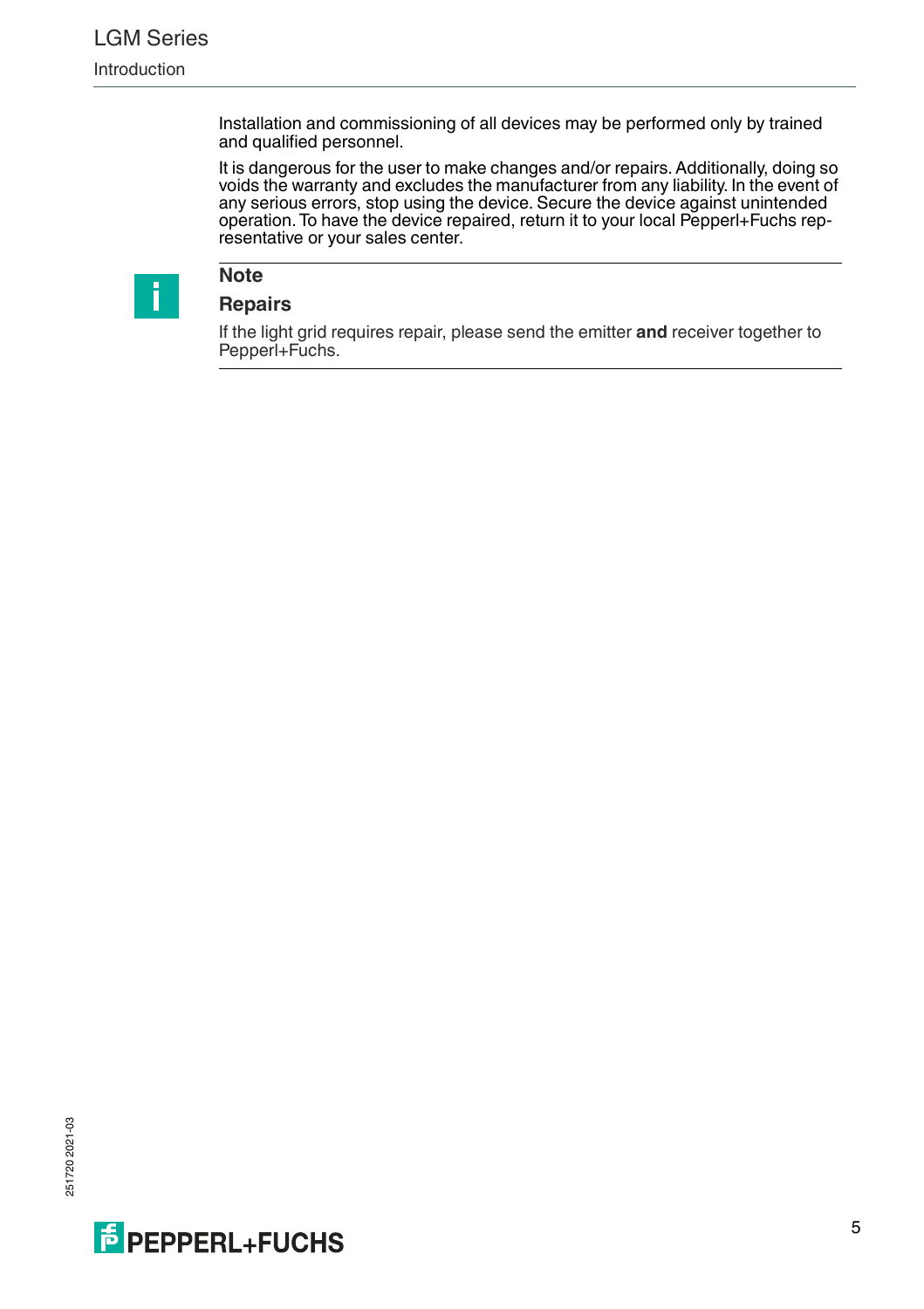Installation and commissioning of all devices may be performed only by trained and qualified personnel.

It is dangerous for the user to make changes and/or repairs. Additionally, doing so voids the warranty and excludes the manufacturer from any liability. In the event of any serious errors, stop using the device. Secure the device against unintended operation. To have the device repaired, return it to your local Pepperl+Fuchs representative or your sales center.

---

**Note**

**Repairs**

If the light grid requires repair, please send the emitter **and** receiver together to Pepperl+Fuchs.

---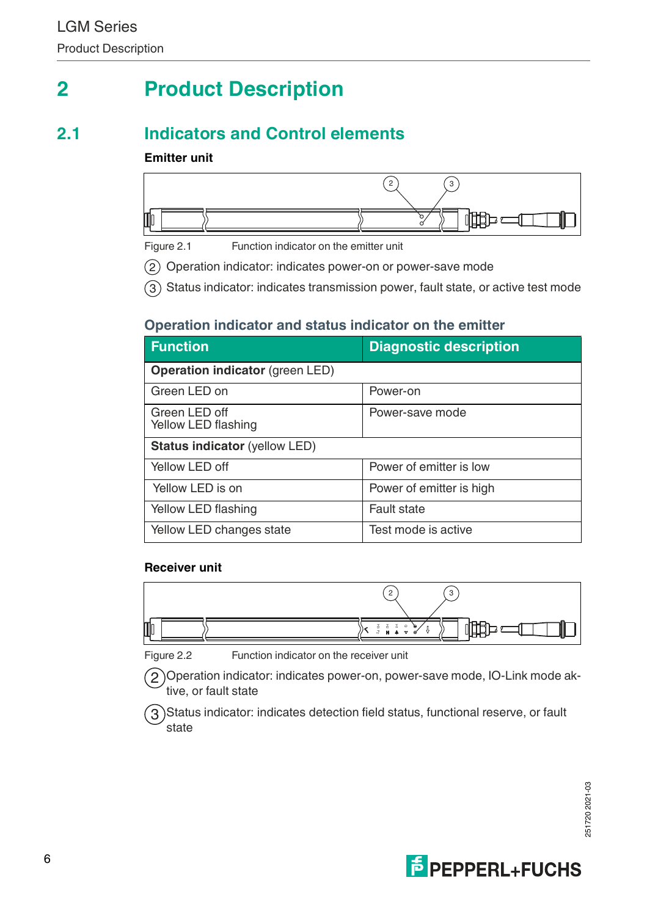# 2 Product Description

## 2.1 Indicators and Control elements

**Emitter unit**

Figure 2.1 Function indicator on the emitter unit

(2) Operation indicator: indicates power-on or power-save mode

(3) Status indicator: indicates transmission power, fault state, or active test mode

### Operation indicator and status indicator on the emitter

| Function | Diagnostic description |
|---|---|
| **Operation indicator** (green LED) | |
| Green LED on | Power-on |
| Green LED off<br>Yellow LED flashing | Power-save mode |
| **Status indicator** (yellow LED) | |
| Yellow LED off | Power of emitter is low |
| Yellow LED is on | Power of emitter is high |
| Yellow LED flashing | Fault state |
| Yellow LED changes state | Test mode is active |

**Receiver unit**

Figure 2.2 Function indicator on the receiver unit

(2) Operation indicator: indicates power-on, power-save mode, IO-Link mode aktive, or fault state

(3) Status indicator: indicates detection field status, functional reserve, or fault state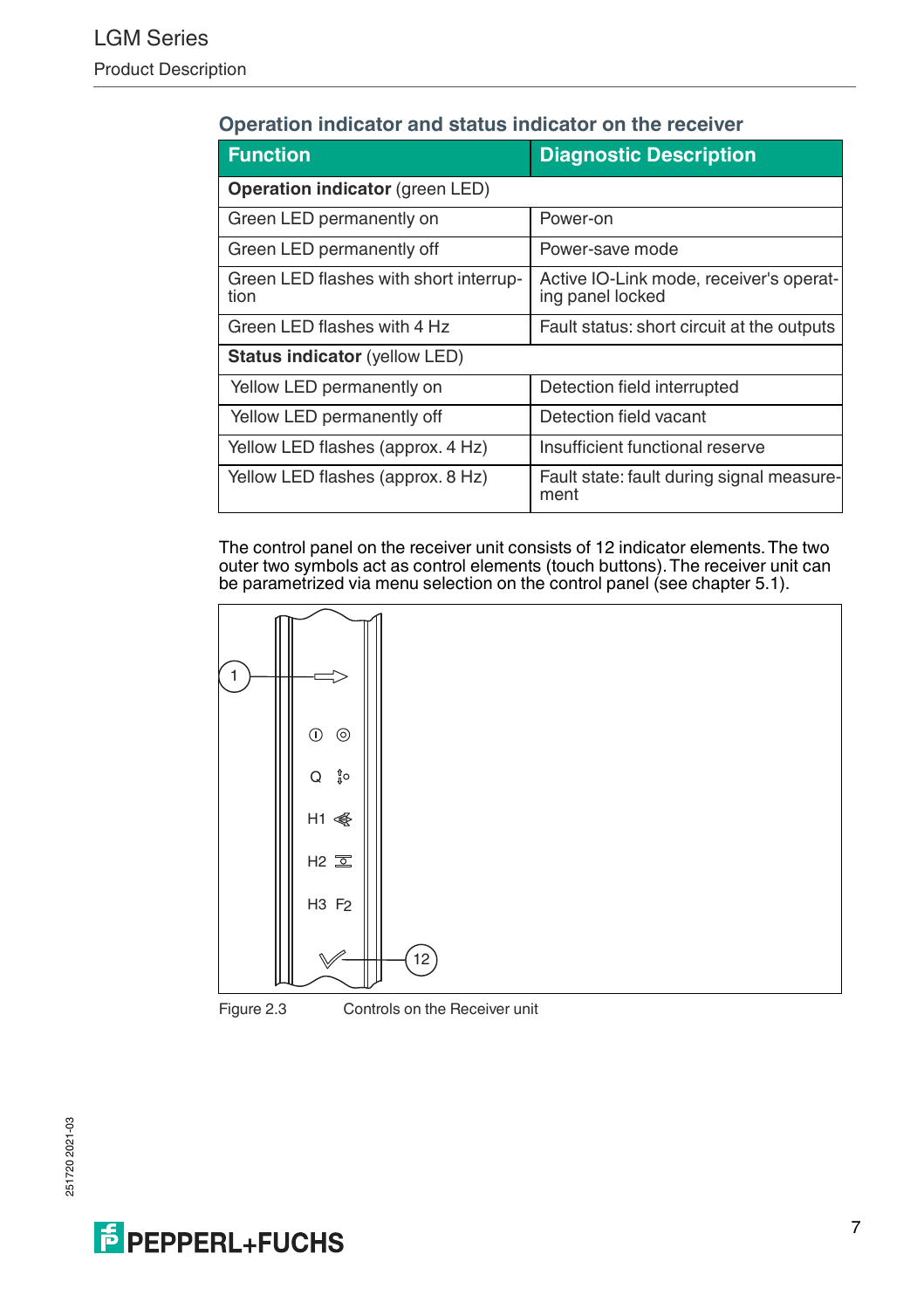### Operation indicator and status indicator on the receiver

| Function | Diagnostic Description |
|---|---|
| **Operation indicator** (green LED) | |
| Green LED permanently on | Power-on |
| Green LED permanently off | Power-save mode |
| Green LED flashes with short interruption | Active IO-Link mode, receiver's operating panel locked |
| Green LED flashes with 4 Hz | Fault status: short circuit at the outputs |
| **Status indicator** (yellow LED) | |
| Yellow LED permanently on | Detection field interrupted |
| Yellow LED permanently off | Detection field vacant |
| Yellow LED flashes (approx. 4 Hz) | Insufficient functional reserve |
| Yellow LED flashes (approx. 8 Hz) | Fault state: fault during signal measurement |

The control panel on the receiver unit consists of 12 indicator elements. The two outer two symbols act as control elements (touch buttons). The receiver unit can be parametrized via menu selection on the control panel (see chapter 5.1).

Figure 2.3 Controls on the Receiver unit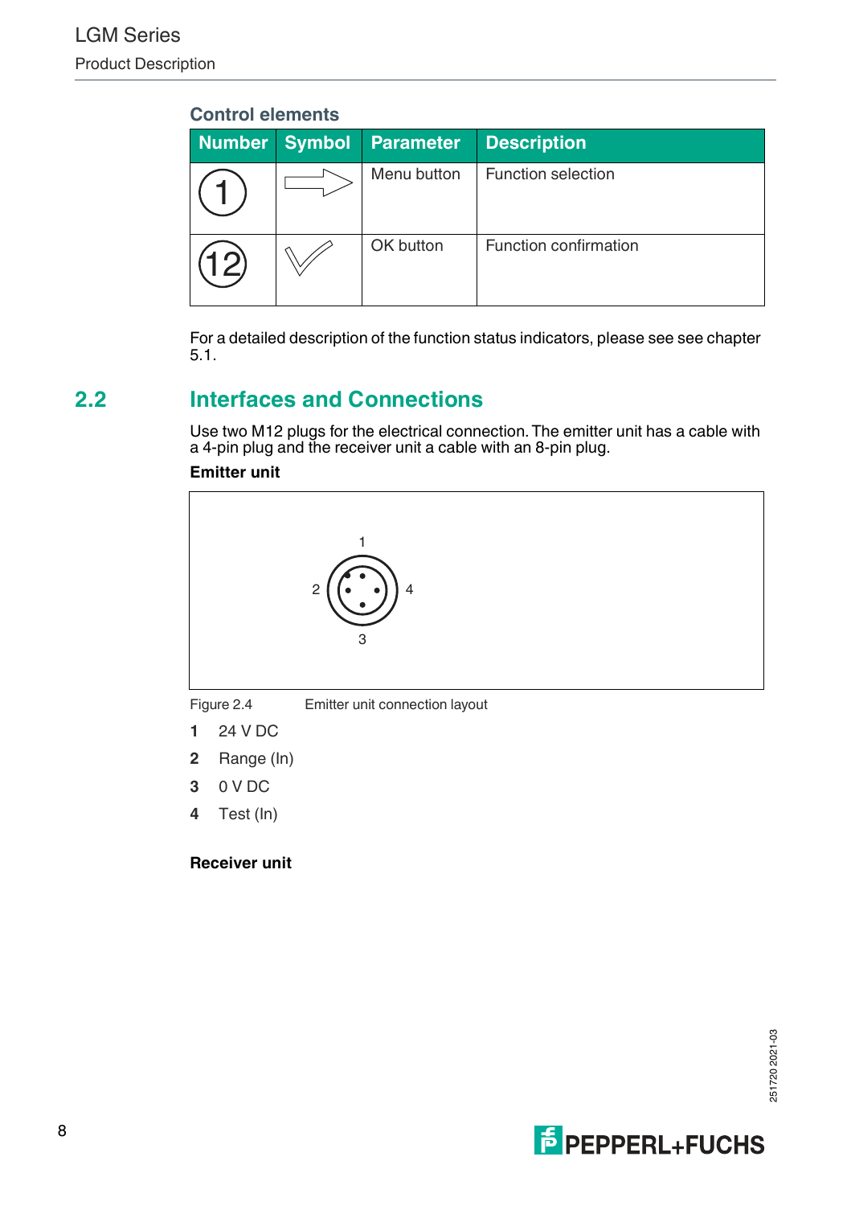### Control elements

| Number | Symbol | Parameter | Description |
|---|---|---|---|
| 1 | ⇨ | Menu button | Function selection |
| 12 | ✓ | OK button | Function confirmation |

For a detailed description of the function status indicators, please see see chapter 5.1.

## 2.2 Interfaces and Connections

Use two M12 plugs for the electrical connection. The emitter unit has a cable with a 4-pin plug and the receiver unit a cable with an 8-pin plug.

**Emitter unit**

Figure 2.4 Emitter unit connection layout

**1** 24 V DC

**2** Range (In)

**3** 0 V DC

**4** Test (In)

**Receiver unit**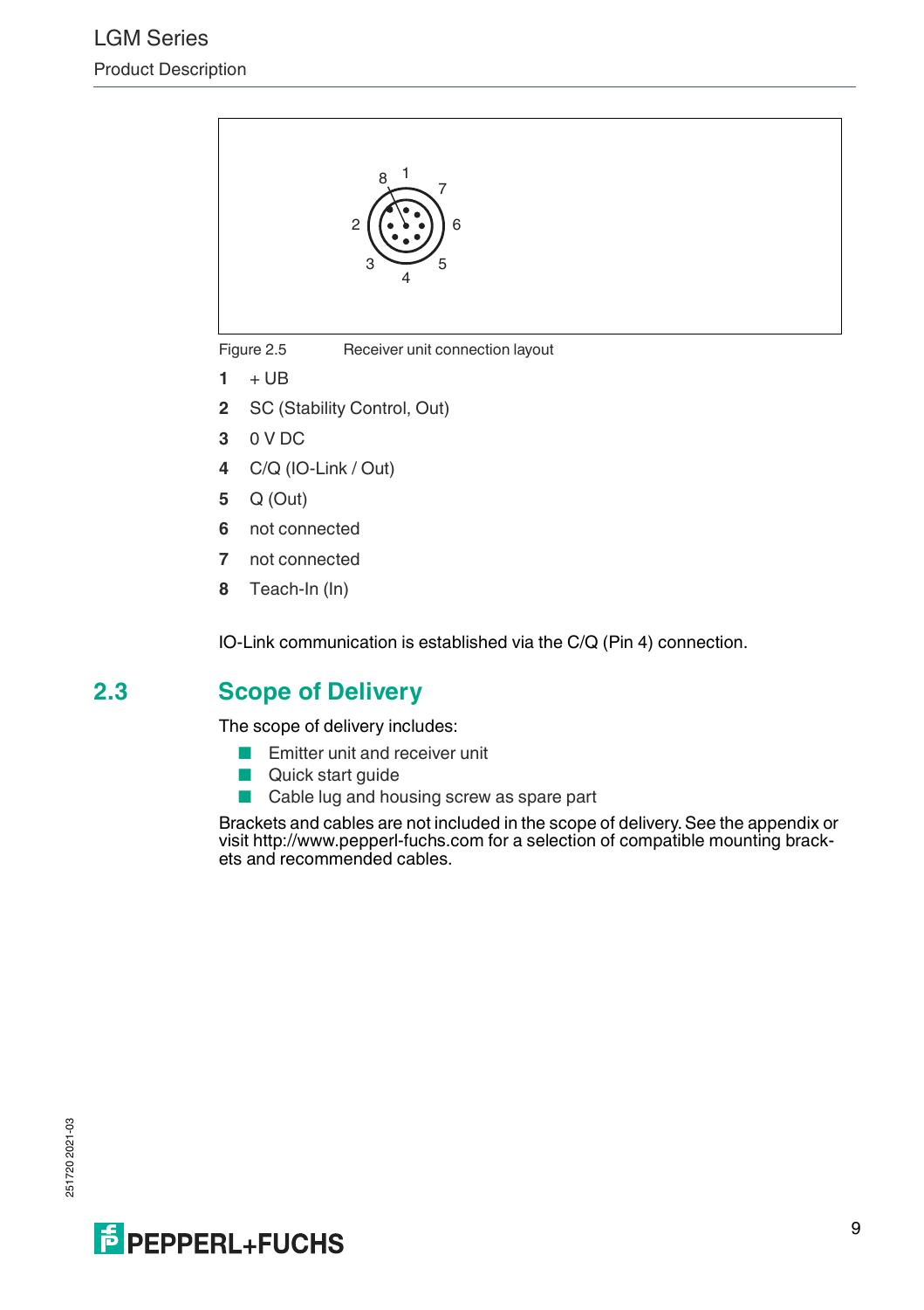Figure 2.5 Receiver unit connection layout

**1** + UB

**2** SC (Stability Control, Out)

**3** 0 V DC

**4** C/Q (IO-Link / Out)

**5** Q (Out)

**6** not connected

**7** not connected

**8** Teach-In (In)

IO-Link communication is established via the C/Q (Pin 4) connection.

## 2.3 Scope of Delivery

The scope of delivery includes:

- Emitter unit and receiver unit
- Quick start guide
- Cable lug and housing screw as spare part

Brackets and cables are not included in the scope of delivery. See the appendix or visit http://www.pepperl-fuchs.com for a selection of compatible mounting brackets and recommended cables.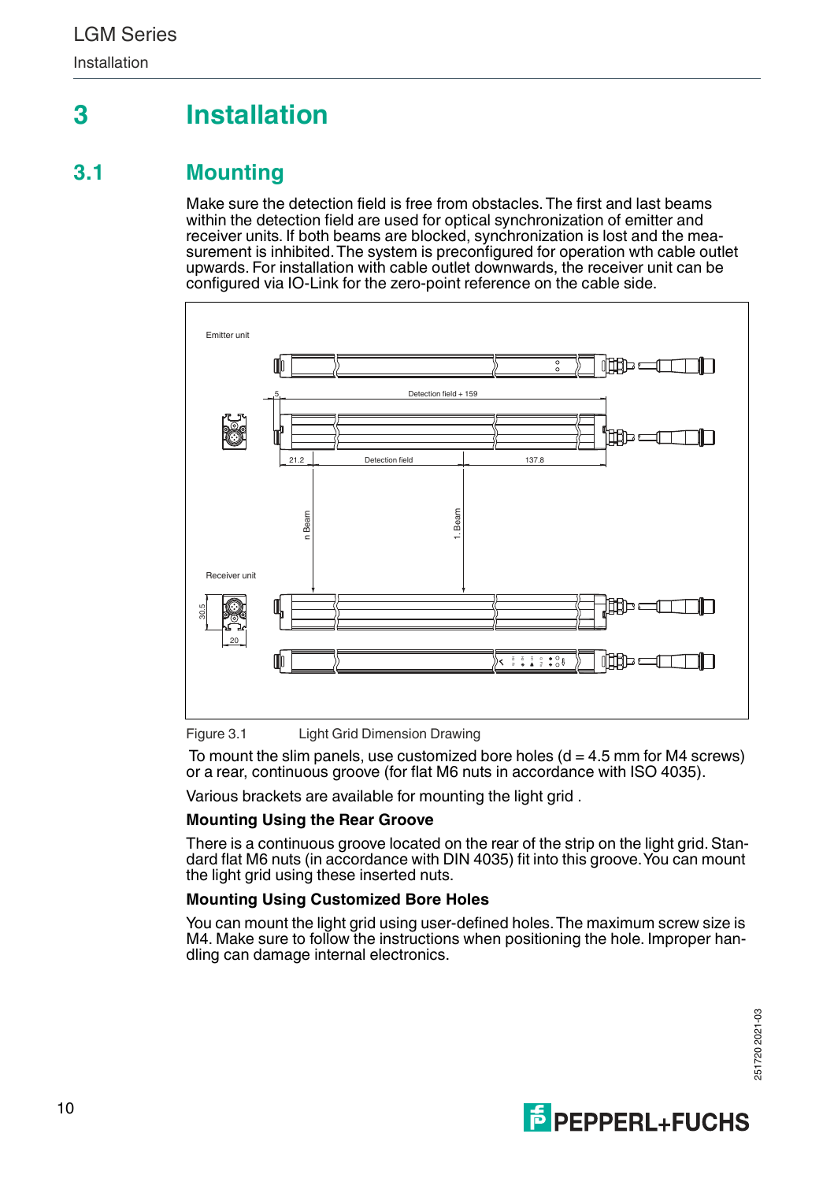# 3 Installation

## 3.1 Mounting

Make sure the detection field is free from obstacles. The first and last beams within the detection field are used for optical synchronization of emitter and receiver units. If both beams are blocked, synchronization is lost and the measurement is inhibited. The system is preconfigured for operation wth cable outlet upwards. For installation with cable outlet downwards, the receiver unit can be configured via IO-Link for the zero-point reference on the cable side.

Figure 3.1 Light Grid Dimension Drawing

To mount the slim panels, use customized bore holes (d = 4.5 mm for M4 screws) or a rear, continuous groove (for flat M6 nuts in accordance with ISO 4035).

Various brackets are available for mounting the light grid .

**Mounting Using the Rear Groove**

There is a continuous groove located on the rear of the strip on the light grid. Standard flat M6 nuts (in accordance with DIN 4035) fit into this groove. You can mount the light grid using these inserted nuts.

**Mounting Using Customized Bore Holes**

You can mount the light grid using user-defined holes. The maximum screw size is M4. Make sure to follow the instructions when positioning the hole. Improper handling can damage internal electronics.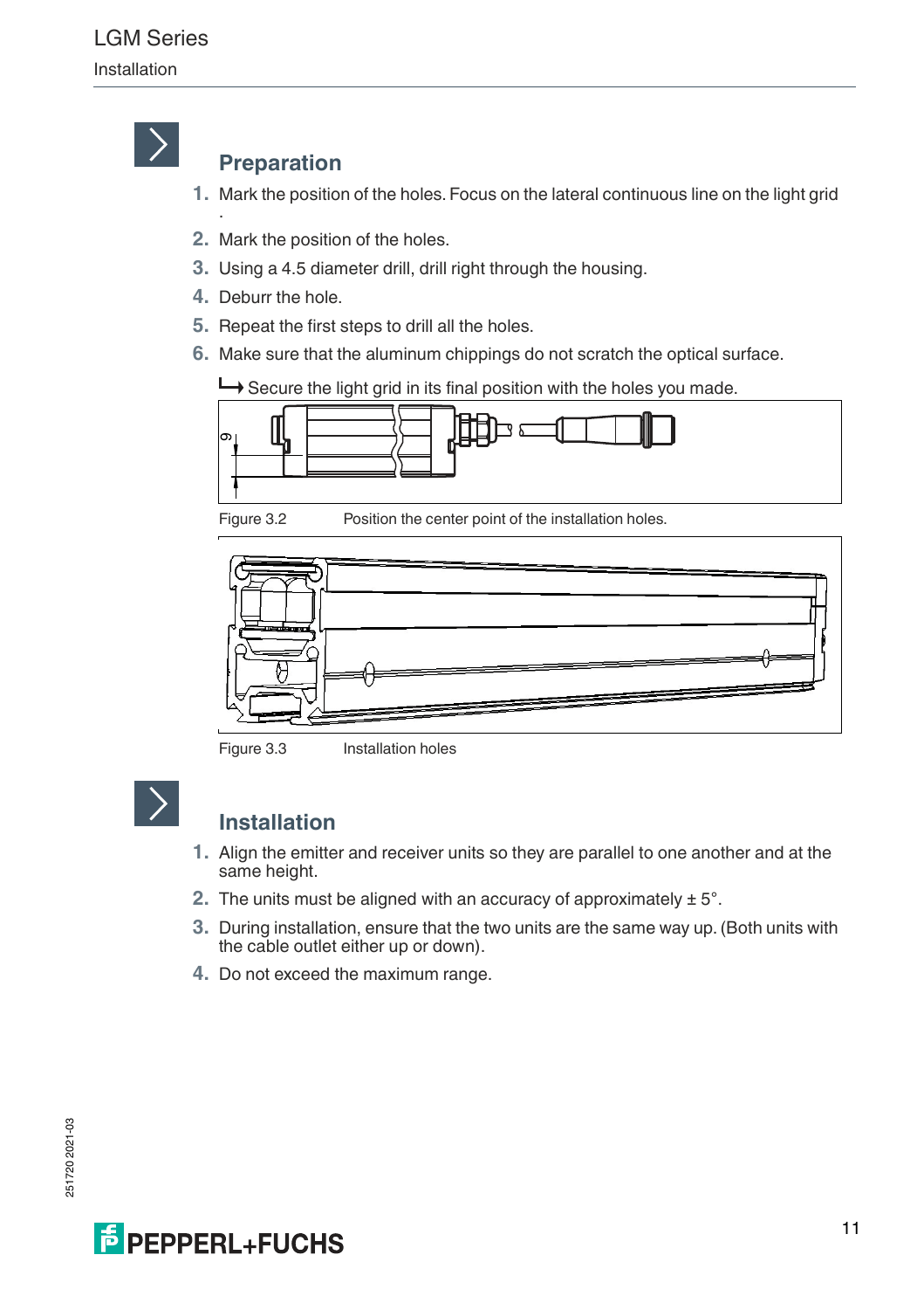## Preparation

1. Mark the position of the holes. Focus on the lateral continuous line on the light grid .
2. Mark the position of the holes.
3. Using a 4.5 diameter drill, drill right through the housing.
4. Deburr the hole.
5. Repeat the first steps to drill all the holes.
6. Make sure that the aluminum chippings do not scratch the optical surface.

↳ Secure the light grid in its final position with the holes you made.

Figure 3.2 Position the center point of the installation holes.

Figure 3.3 Installation holes

## Installation

1. Align the emitter and receiver units so they are parallel to one another and at the same height.
2. The units must be aligned with an accuracy of approximately ± 5°.
3. During installation, ensure that the two units are the same way up. (Both units with the cable outlet either up or down).
4. Do not exceed the maximum range.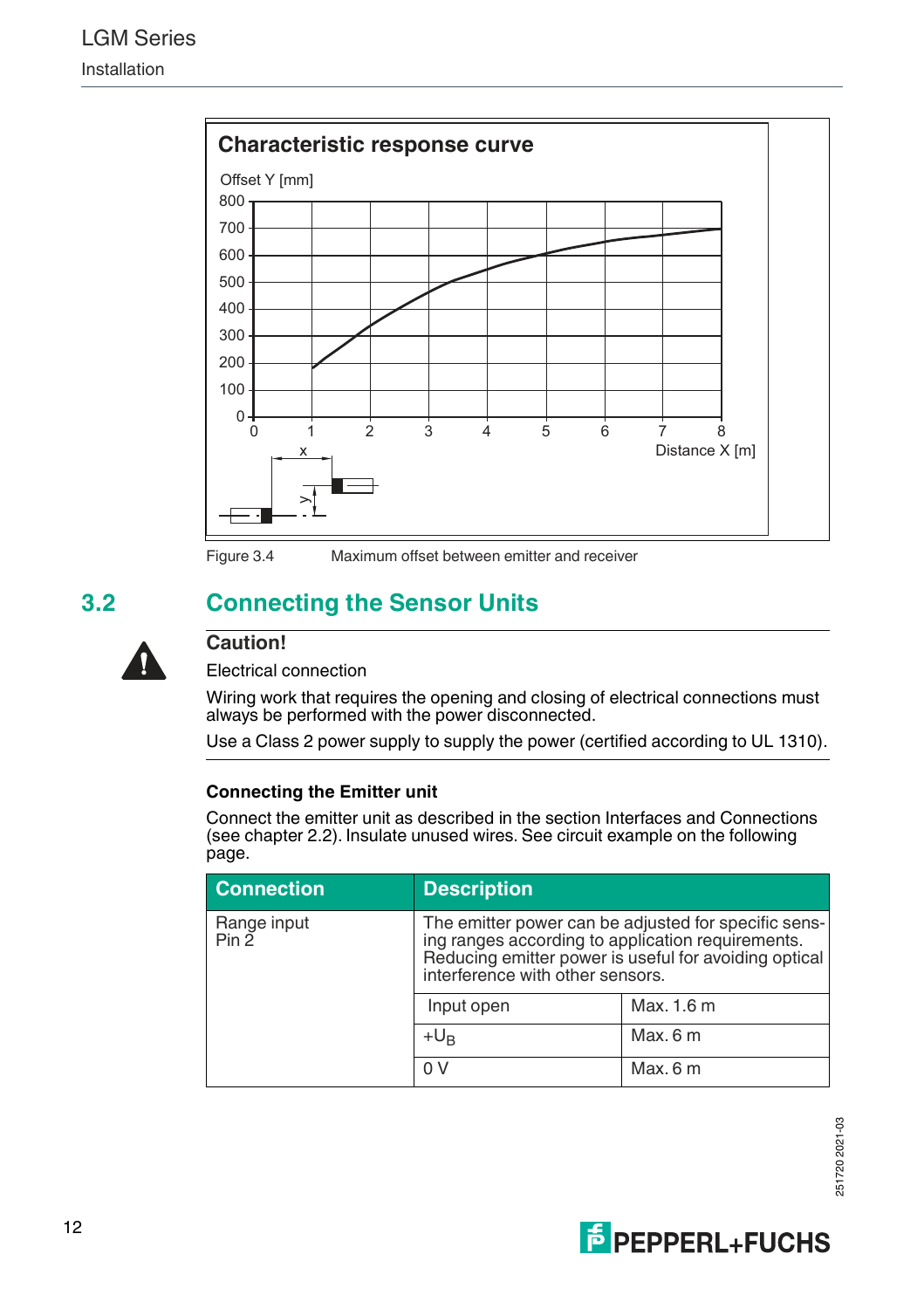**Characteristic response curve**

Offset Y [mm]

Distance X [m]

Figure 3.4 Maximum offset between emitter and receiver

## 3.2 Connecting the Sensor Units

**Caution!**

Electrical connection

Wiring work that requires the opening and closing of electrical connections must always be performed with the power disconnected.

Use a Class 2 power supply to supply the power (certified according to UL 1310).

### Connecting the Emitter unit

Connect the emitter unit as described in the section Interfaces and Connections (see chapter 2.2). Insulate unused wires. See circuit example on the following page.

| Connection | Description | |
|---|---|---|
| Range input<br>Pin 2 | The emitter power can be adjusted for specific sensing ranges according to application requirements. Reducing emitter power is useful for avoiding optical interference with other sensors. | |
| | Input open | Max. 1.6 m |
| | $+U_B$ | Max. 6 m |
| | 0 V | Max. 6 m |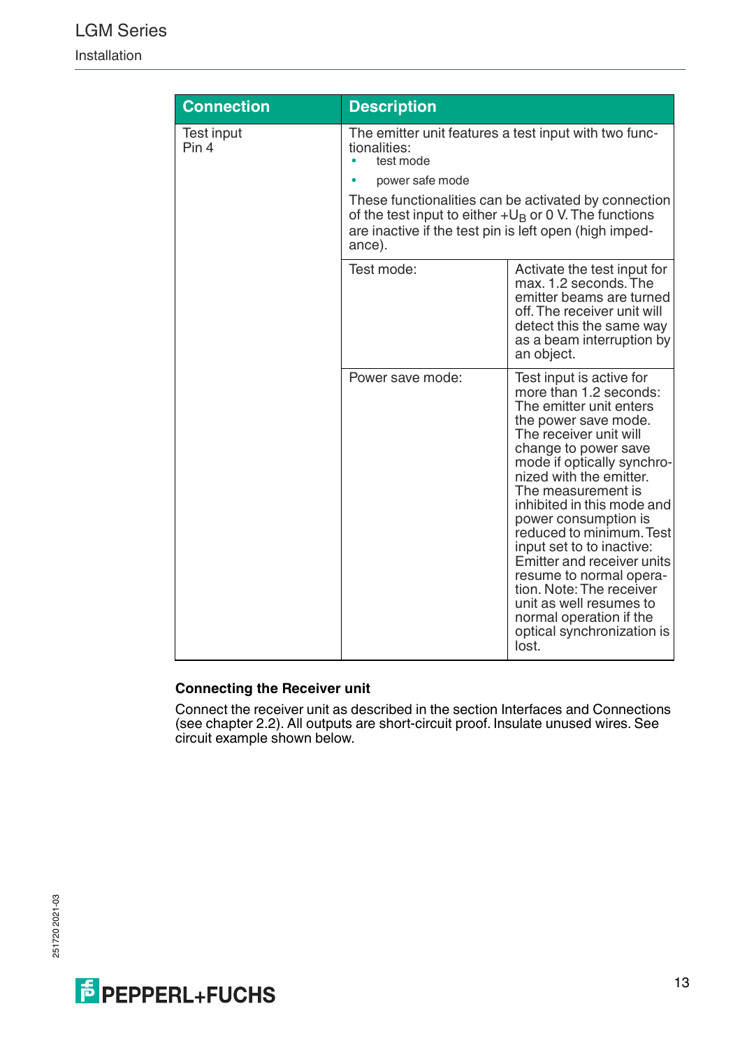| Connection | Description | |
|---|---|---|
| Test input<br>Pin 4 | The emitter unit features a test input with two functionalities:<br>• test mode<br>• power safe mode<br>These functionalities can be activated by connection of the test input to either $+U_B$ or 0 V. The functions are inactive if the test pin is left open (high impedance). | |
| | Test mode: | Activate the test input for max. 1.2 seconds. The emitter beams are turned off. The receiver unit will detect this the same way as a beam interruption by an object. |
| | Power save mode: | Test input is active for more than 1.2 seconds: The emitter unit enters the power save mode. The receiver unit will change to power save mode if optically synchronized with the emitter. The measurement is inhibited in this mode and power consumption is reduced to minimum. Test input set to to inactive: Emitter and receiver units resume to normal operation. Note: The receiver unit as well resumes to normal operation if the optical synchronization is lost. |

### Connecting the Receiver unit

Connect the receiver unit as described in the section Interfaces and Connections (see chapter 2.2). All outputs are short-circuit proof. Insulate unused wires. See circuit example shown below.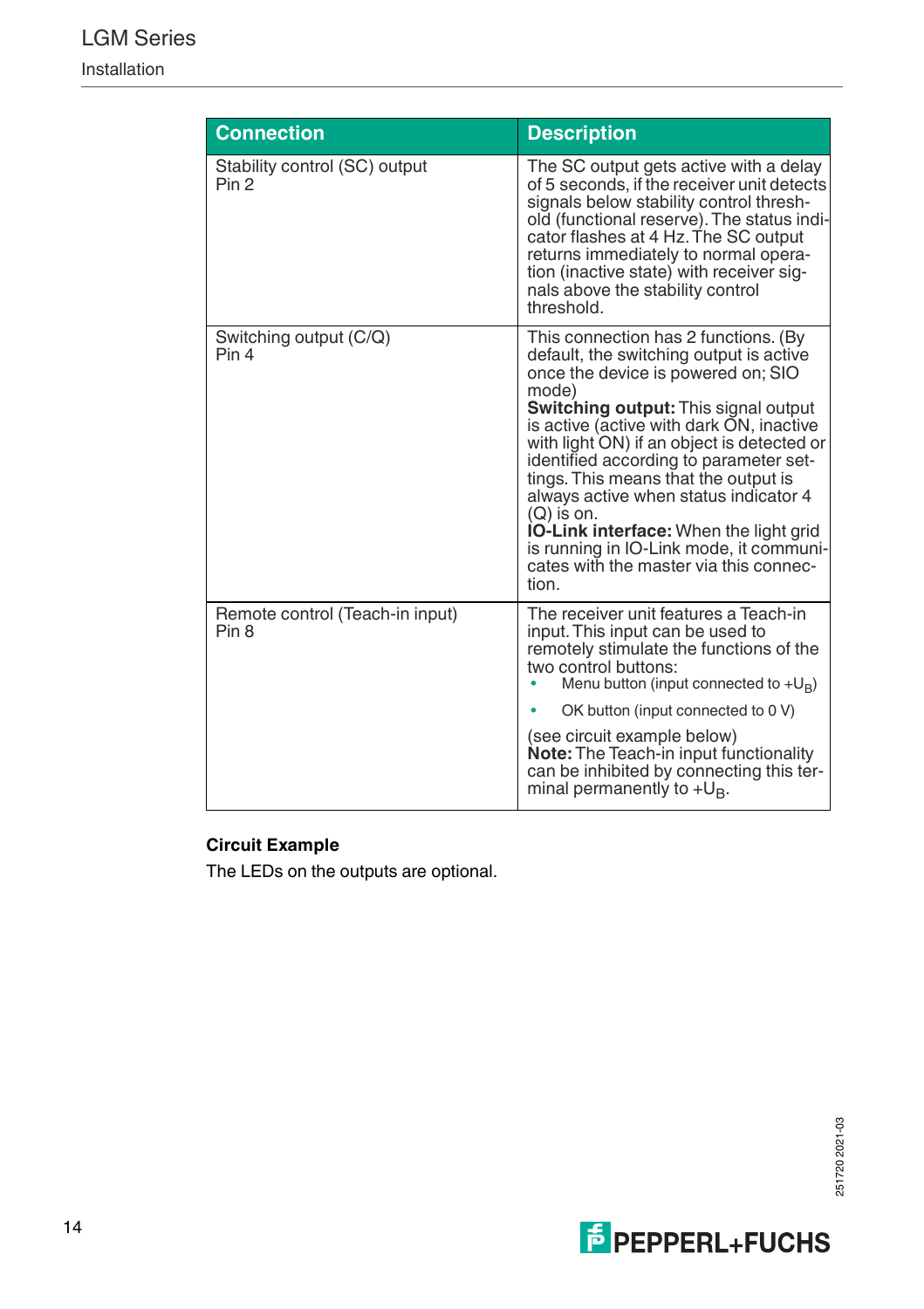| Connection | Description |
|---|---|
| Stability control (SC) output<br>Pin 2 | The SC output gets active with a delay of 5 seconds, if the receiver unit detects signals below stability control threshold (functional reserve). The status indicator flashes at 4 Hz. The SC output returns immediately to normal operation (inactive state) with receiver signals above the stability control threshold. |
| Switching output (C/Q)<br>Pin 4 | This connection has 2 functions. (By default, the switching output is active once the device is powered on; SIO mode)<br>**Switching output:** This signal output is active (active with dark ON, inactive with light ON) if an object is detected or identified according to parameter settings. This means that the output is always active when status indicator 4 (Q) is on.<br>**IO-Link interface:** When the light grid is running in IO-Link mode, it communicates with the master via this connection. |
| Remote control (Teach-in input)<br>Pin 8 | The receiver unit features a Teach-in input. This input can be used to remotely stimulate the functions of the two control buttons:<br>• Menu button (input connected to $+U_B$)<br>• OK button (input connected to 0 V)<br>(see circuit example below)<br>**Note:** The Teach-in input functionality can be inhibited by connecting this terminal permanently to $+U_B$. |

**Circuit Example**

The LEDs on the outputs are optional.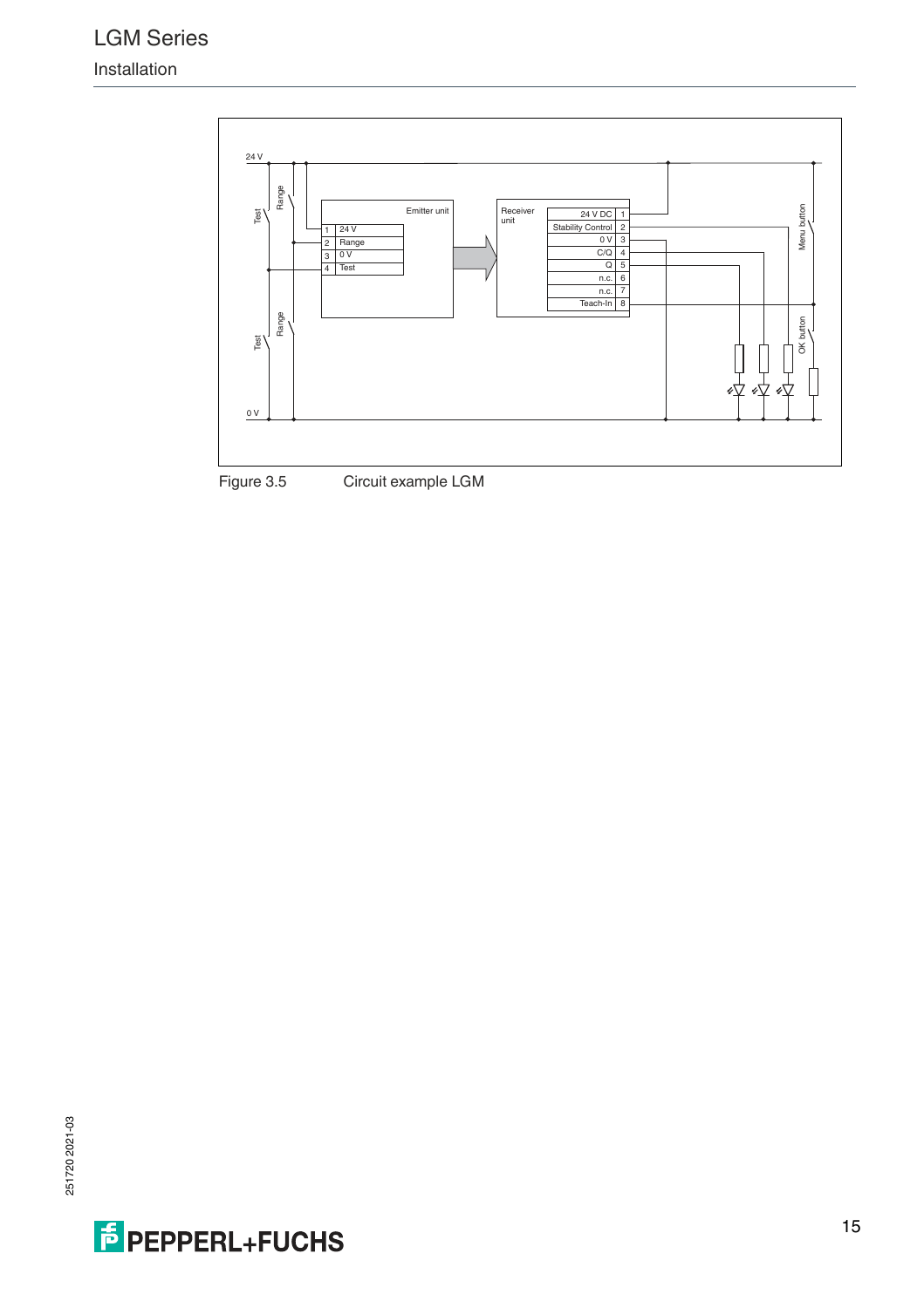Figure 3.5 Circuit example LGM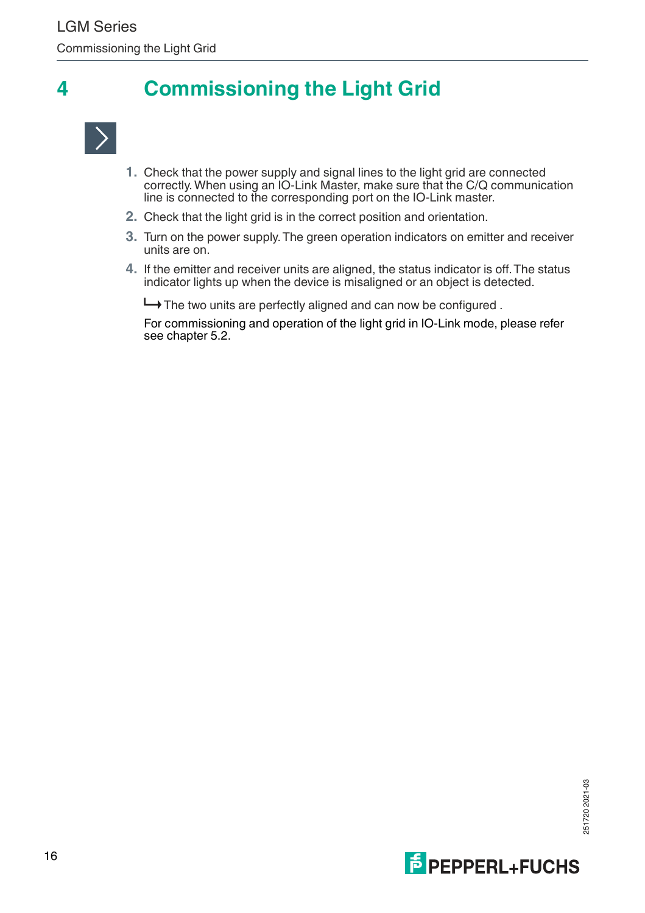# 4 Commissioning the Light Grid

1. Check that the power supply and signal lines to the light grid are connected correctly. When using an IO-Link Master, make sure that the C/Q communication line is connected to the corresponding port on the IO-Link master.
2. Check that the light grid is in the correct position and orientation.
3. Turn on the power supply. The green operation indicators on emitter and receiver units are on.
4. If the emitter and receiver units are aligned, the status indicator is off. The status indicator lights up when the device is misaligned or an object is detected.

↳ The two units are perfectly aligned and can now be configured .

For commissioning and operation of the light grid in IO-Link mode, please refer see chapter 5.2.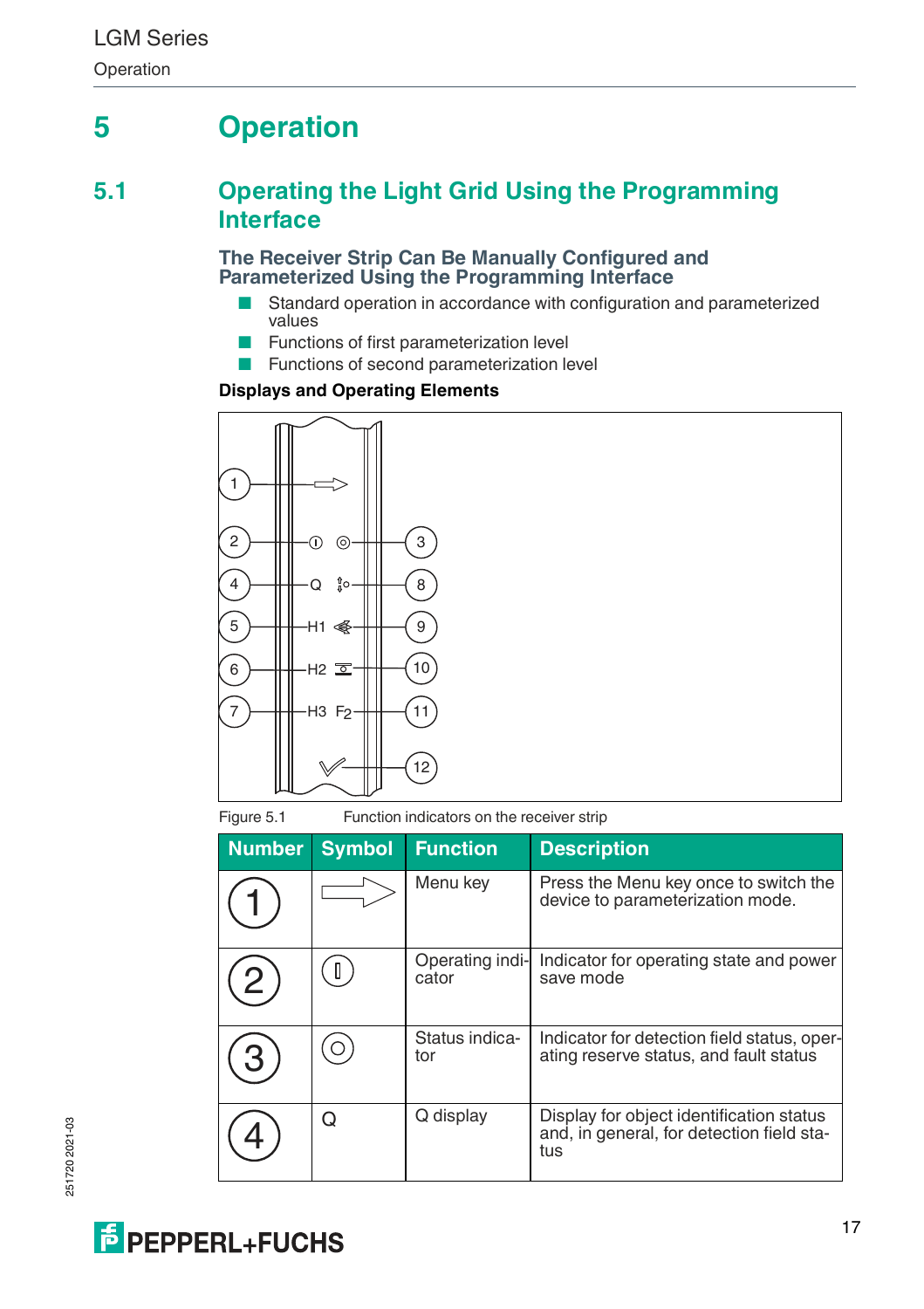# 5 Operation

## 5.1 Operating the Light Grid Using the Programming Interface

### The Receiver Strip Can Be Manually Configured and Parameterized Using the Programming Interface

- Standard operation in accordance with configuration and parameterized values
- Functions of first parameterization level
- Functions of second parameterization level

**Displays and Operating Elements**

Figure 5.1 Function indicators on the receiver strip

| Number | Symbol | Function | Description |
|---|---|---|---|
| 1 | ⇨ | Menu key | Press the Menu key once to switch the device to parameterization mode. |
| 2 | ⓘ | Operating indicator | Indicator for operating state and power save mode |
| 3 | ◎ | Status indicator | Indicator for detection field status, operating reserve status, and fault status |
| 4 | Q | Q display | Display for object identification status and, in general, for detection field status |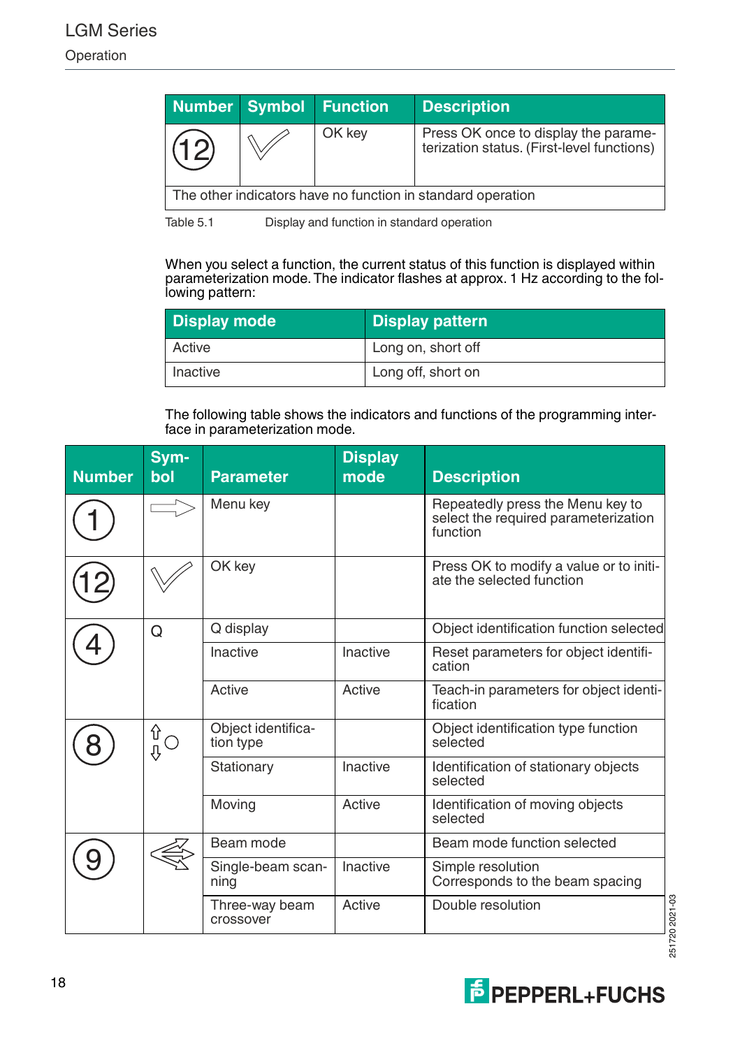| Number | Symbol | Function | Description |
|---|---|---|---|
| 12 | ✓ | OK key | Press OK once to display the parameterization status. (First-level functions) |
| The other indicators have no function in standard operation | | | |

Table 5.1 Display and function in standard operation

When you select a function, the current status of this function is displayed within parameterization mode. The indicator flashes at approx. 1 Hz according to the following pattern:

| Display mode | Display pattern |
|---|---|
| Active | Long on, short off |
| Inactive | Long off, short on |

The following table shows the indicators and functions of the programming interface in parameterization mode.

| Number | Symbol | Parameter | Display mode | Description |
|---|---|---|---|---|
| 1 | ⇨ | Menu key | | Repeatedly press the Menu key to select the required parameterization function |
| 12 | ✓ | OK key | | Press OK to modify a value or to initiate the selected function |
| 4 | Q | Q display | | Object identification function selected |
| | | Inactive | Inactive | Reset parameters for object identification |
| | | Active | Active | Teach-in parameters for object identification |
| 8 | ⇧○⇩ | Object identification type | | Object identification type function selected |
| | | Stationary | Inactive | Identification of stationary objects selected |
| | | Moving | Active | Identification of moving objects selected |
| 9 | ⇔ | Beam mode | | Beam mode function selected |
| | | Single-beam scanning | Inactive | Simple resolution Corresponds to the beam spacing |
| | | Three-way beam crossover | Active | Double resolution |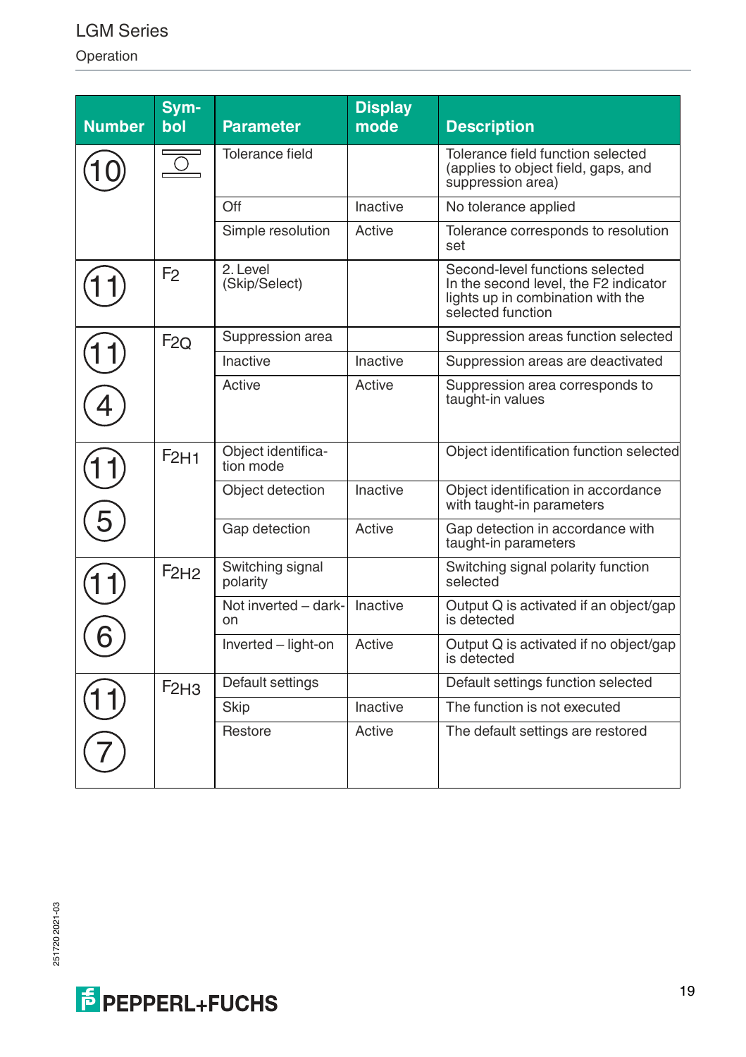| Number | Symbol | Parameter | Display mode | Description |
|---|---|---|---|---|
| 10 | (tolerance symbol) | Tolerance field | | Tolerance field function selected (applies to object field, gaps, and suppression area) |
| | | Off | Inactive | No tolerance applied |
| | | Simple resolution | Active | Tolerance corresponds to resolution set |
| 11 | F2 | 2. Level (Skip/Select) | | Second-level functions selected In the second level, the F2 indicator lights up in combination with the selected function |
| 11 4 | F2Q | Suppression area | | Suppression areas function selected |
| | | Inactive | Inactive | Suppression areas are deactivated |
| | | Active | Active | Suppression area corresponds to taught-in values |
| 11 5 | F2H1 | Object identification mode | | Object identification function selected |
| | | Object detection | Inactive | Object identification in accordance with taught-in parameters |
| | | Gap detection | Active | Gap detection in accordance with taught-in parameters |
| 11 6 | F2H2 | Switching signal polarity | | Switching signal polarity function selected |
| | | Not inverted – dark-on | Inactive | Output Q is activated if an object/gap is detected |
| | | Inverted – light-on | Active | Output Q is activated if no object/gap is detected |
| 11 7 | F2H3 | Default settings | | Default settings function selected |
| | | Skip | Inactive | The function is not executed |
| | | Restore | Active | The default settings are restored |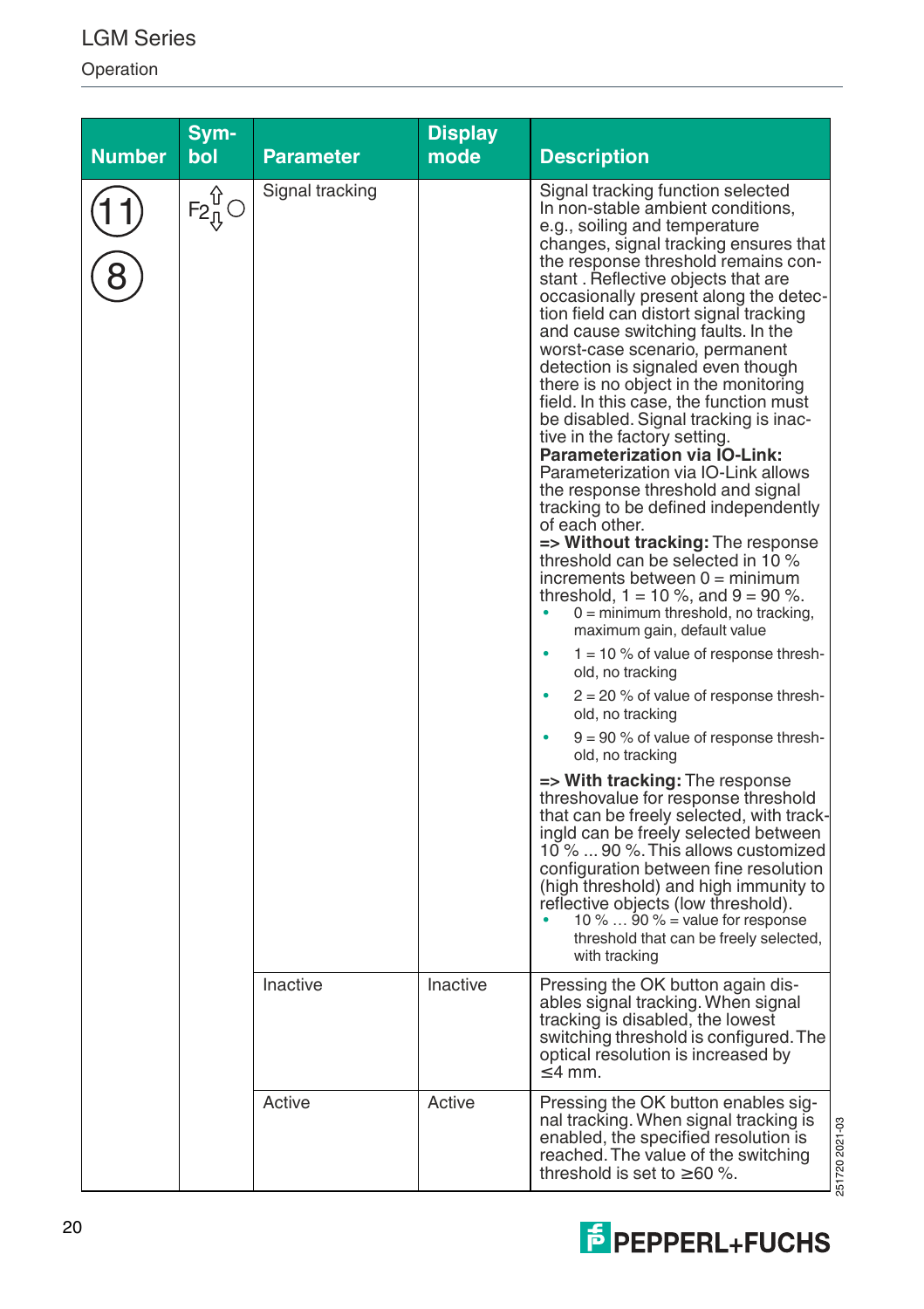| Number | Symbol | Parameter | Display mode | Description |
|---|---|---|---|---|
| 11<br>8 | F2⇳ ○ | Signal tracking | | Signal tracking function selected<br>In non-stable ambient conditions, e.g., soiling and temperature changes, signal tracking ensures that the response threshold remains constant . Reflective objects that are occasionally present along the detection field can distort signal tracking and cause switching faults. In the worst-case scenario, permanent detection is signaled even though there is no object in the monitoring field. In this case, the function must be disabled. Signal tracking is inactive in the factory setting.<br>**Parameterization via IO-Link:**<br>Parameterization via IO-Link allows the response threshold and signal tracking to be defined independently of each other.<br>**=> Without tracking:** The response threshold can be selected in 10 % increments between 0 = minimum threshold, 1 = 10 %, and 9 = 90 %.<br>• 0 = minimum threshold, no tracking, maximum gain, default value<br>• 1 = 10 % of value of response threshold, no tracking<br>• 2 = 20 % of value of response threshold, no tracking<br>• 9 = 90 % of value of response threshold, no tracking<br>**=> With tracking:** The response threshovalue for response threshold that can be freely selected, with trackingld can be freely selected between 10 % ... 90 %. This allows customized configuration between fine resolution (high threshold) and high immunity to reflective objects (low threshold).<br>• 10 % … 90 % = value for response threshold that can be freely selected, with tracking |
| | | Inactive | Inactive | Pressing the OK button again disables signal tracking. When signal tracking is disabled, the lowest switching threshold is configured. The optical resolution is increased by ≤4 mm. |
| | | Active | Active | Pressing the OK button enables signal tracking. When signal tracking is enabled, the specified resolution is reached. The value of the switching threshold is set to ≥60 %. |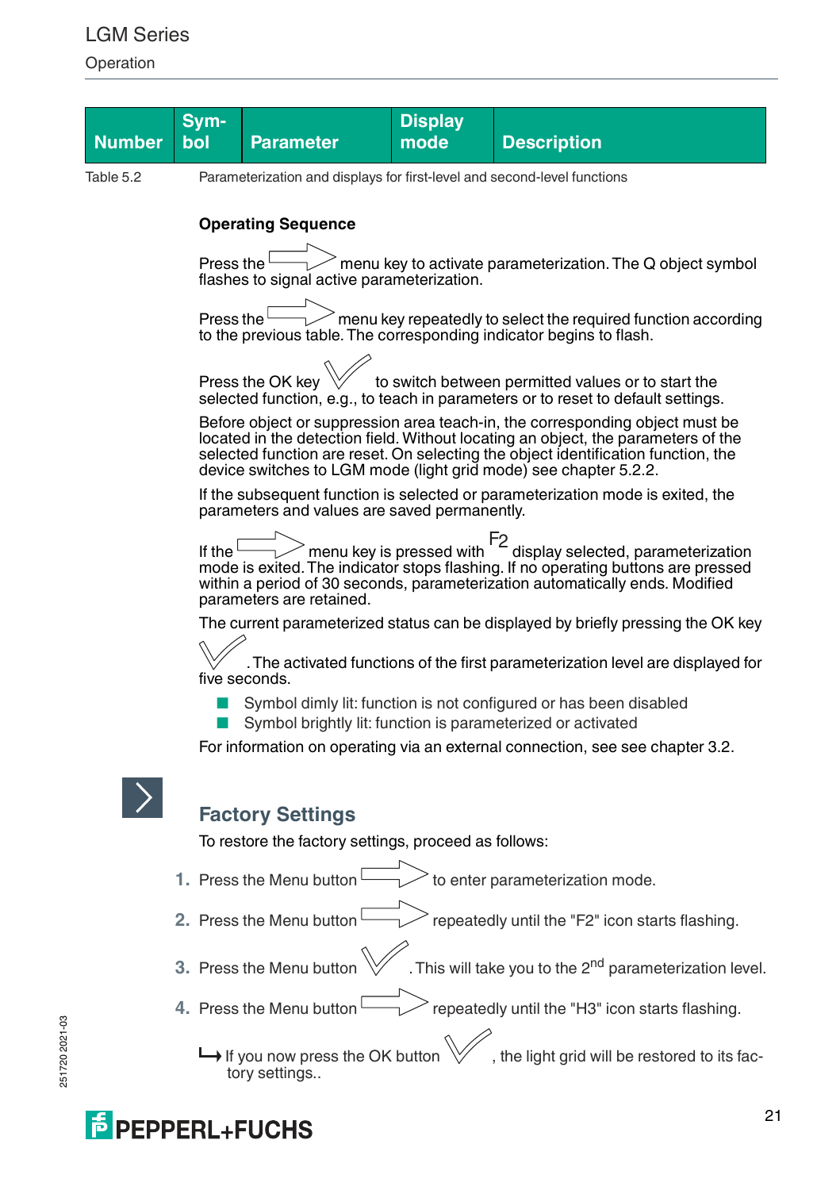| Number | Sym-bol | Parameter | Display mode | Description |
|---|---|---|---|---|

Table 5.2 Parameterization and displays for first-level and second-level functions

**Operating Sequence**

Press the menu key to activate parameterization. The Q object symbol flashes to signal active parameterization.

Press the menu key repeatedly to select the required function according to the previous table. The corresponding indicator begins to flash.

Press the OK key to switch between permitted values or to start the selected function, e.g., to teach in parameters or to reset to default settings.

Before object or suppression area teach-in, the corresponding object must be located in the detection field. Without locating an object, the parameters of the selected function are reset. On selecting the object identification function, the device switches to LGM mode (light grid mode) see chapter 5.2.2.

If the subsequent function is selected or parameterization mode is exited, the parameters and values are saved permanently.

If the menu key is pressed with F2 display selected, parameterization mode is exited. The indicator stops flashing. If no operating buttons are pressed within a period of 30 seconds, parameterization automatically ends. Modified parameters are retained.

The current parameterized status can be displayed by briefly pressing the OK key. The activated functions of the first parameterization level are displayed for five seconds.

- Symbol dimly lit: function is not configured or has been disabled
- Symbol brightly lit: function is parameterized or activated

For information on operating via an external connection, see see chapter 3.2.

## Factory Settings

To restore the factory settings, proceed as follows:

1. Press the Menu button to enter parameterization mode.
2. Press the Menu button repeatedly until the "F2" icon starts flashing.
3. Press the Menu button . This will take you to the 2nd parameterization level.
4. Press the Menu button repeatedly until the "H3" icon starts flashing.

↳ If you now press the OK button , the light grid will be restored to its factory settings..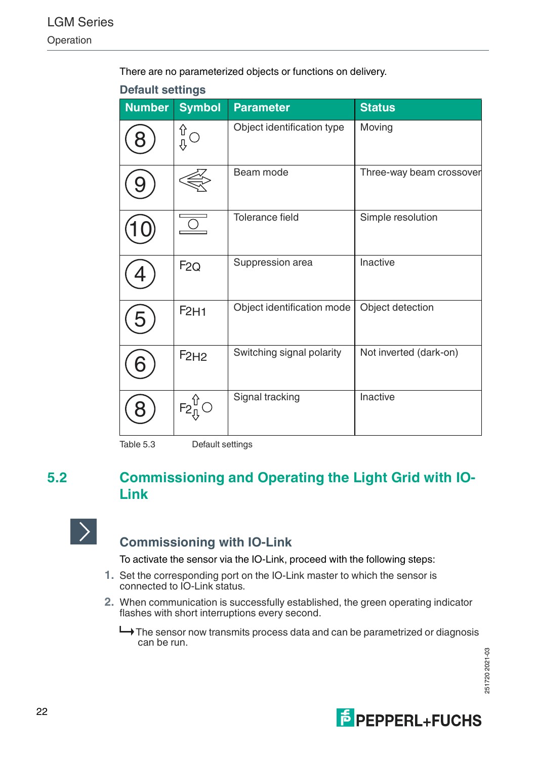There are no parameterized objects or functions on delivery.

### Default settings

| Number | Symbol | Parameter | Status |
|---|---|---|---|
| 8 | ⇧○⇩ | Object identification type | Moving |
| 9 | | Beam mode | Three-way beam crossover |
| 10 | | Tolerance field | Simple resolution |
| 4 | F2Q | Suppression area | Inactive |
| 5 | F2H1 | Object identification mode | Object detection |
| 6 | F2H2 | Switching signal polarity | Not inverted (dark-on) |
| 8 | F2⇧⇩○ | Signal tracking | Inactive |

Table 5.3 Default settings

## 5.2 Commissioning and Operating the Light Grid with IO-Link

### Commissioning with IO-Link

To activate the sensor via the IO-Link, proceed with the following steps:

1. Set the corresponding port on the IO-Link master to which the sensor is connected to IO-Link status.
2. When communication is successfully established, the green operating indicator flashes with short interruptions every second.

↳ The sensor now transmits process data and can be parametrized or diagnosis can be run.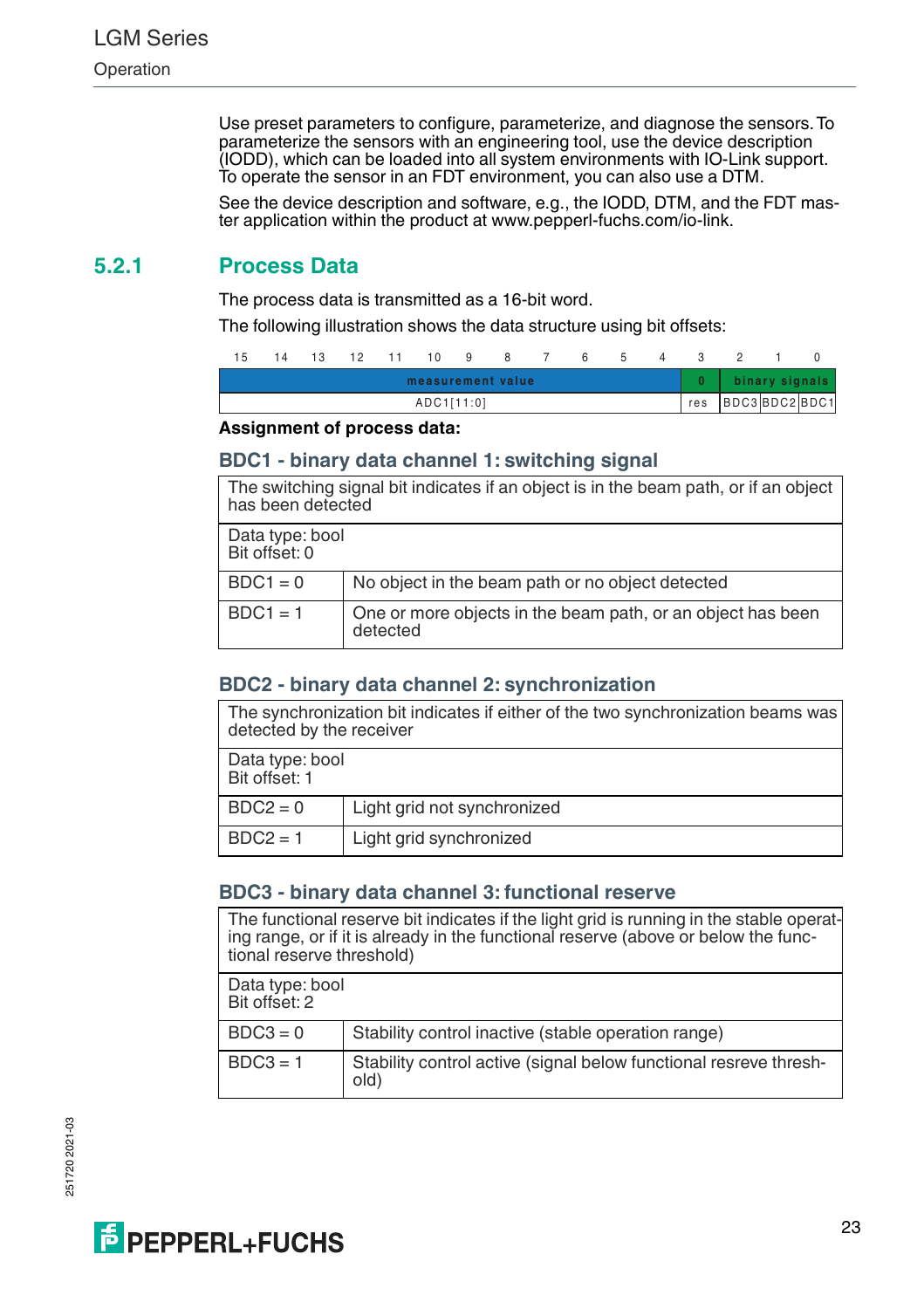Use preset parameters to configure, parameterize, and diagnose the sensors. To parameterize the sensors with an engineering tool, use the device description (IODD), which can be loaded into all system environments with IO-Link support. To operate the sensor in an FDT environment, you can also use a DTM.

See the device description and software, e.g., the IODD, DTM, and the FDT master application within the product at www.pepperl-fuchs.com/io-link.

## 5.2.1 Process Data

The process data is transmitted as a 16-bit word.

The following illustration shows the data structure using bit offsets:

| 15 | 14 | 13 | 12 | 11 | 10 | 9 | 8 | 7 | 6 | 5 | 4 | 3 | 2 | 1 | 0 |
|---|---|---|---|---|---|---|---|---|---|---|---|---|---|---|---|
| measurement value | | | | | | | | | | | | 0 | binary signals | | |
| ADC1[11:0] | | | | | | | | | | | | res | BDC3 | BDC2 | BDC1 |

**Assignment of process data:**

### BDC1 - binary data channel 1: switching signal

| The switching signal bit indicates if an object is in the beam path, or if an object has been detected | |
|---|---|
| Data type: bool<br>Bit offset: 0 | |
| BDC1 = 0 | No object in the beam path or no object detected |
| BDC1 = 1 | One or more objects in the beam path, or an object has been detected |

### BDC2 - binary data channel 2: synchronization

| The synchronization bit indicates if either of the two synchronization beams was detected by the receiver | |
|---|---|
| Data type: bool<br>Bit offset: 1 | |
| BDC2 = 0 | Light grid not synchronized |
| BDC2 = 1 | Light grid synchronized |

### BDC3 - binary data channel 3: functional reserve

| The functional reserve bit indicates if the light grid is running in the stable operating range, or if it is already in the functional reserve (above or below the functional reserve threshold) | |
|---|---|
| Data type: bool<br>Bit offset: 2 | |
| BDC3 = 0 | Stability control inactive (stable operation range) |
| BDC3 = 1 | Stability control active (signal below functional resreve threshold) |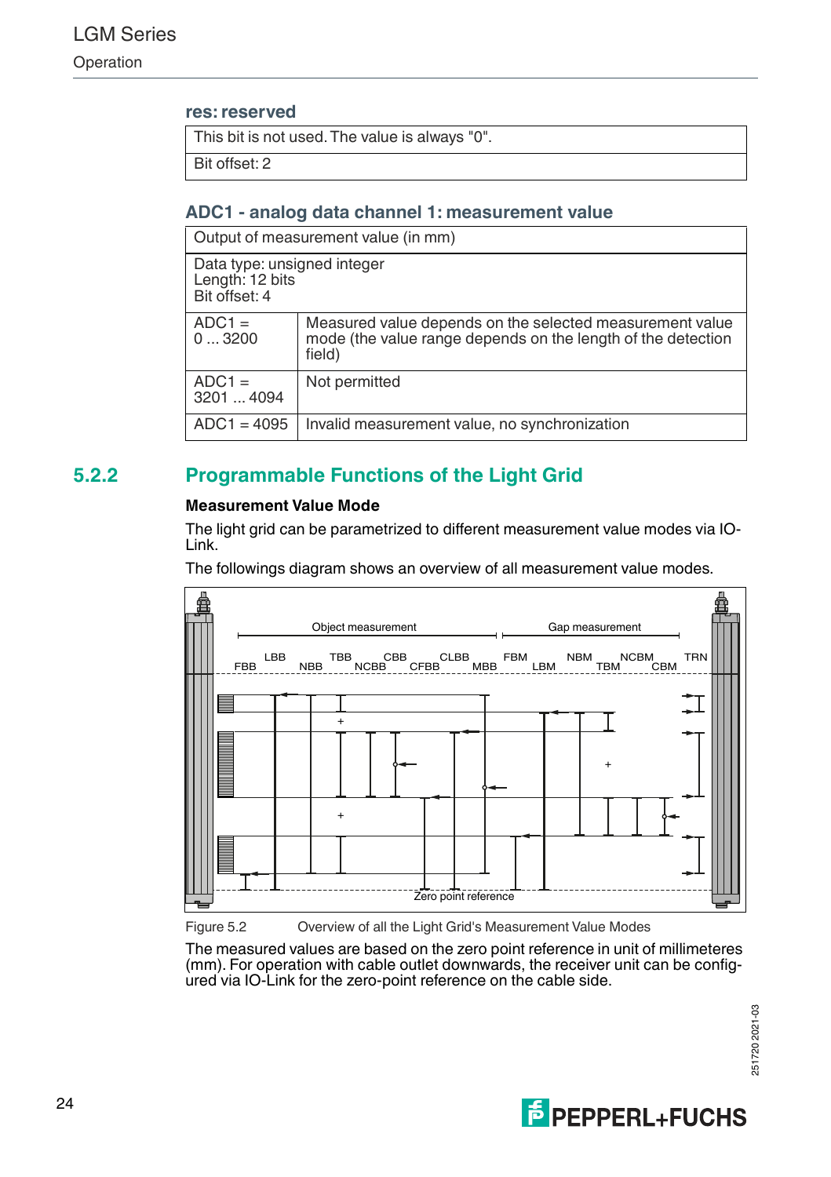### res: reserved

| This bit is not used. The value is always "0". |
|---|
| Bit offset: 2 |

### ADC1 - analog data channel 1: measurement value

| Output of measurement value (in mm) | |
|---|---|
| Data type: unsigned integer<br>Length: 12 bits<br>Bit offset: 4 | |
| ADC1 = 0 ... 3200 | Measured value depends on the selected measurement value mode (the value range depends on the length of the detection field) |
| ADC1 = 3201 ... 4094 | Not permitted |
| ADC1 = 4095 | Invalid measurement value, no synchronization |

## 5.2.2 Programmable Functions of the Light Grid

**Measurement Value Mode**

The light grid can be parametrized to different measurement value modes via IO-Link.

The followings diagram shows an overview of all measurement value modes.

Object measurement — Gap measurement

FBB LBB NBB TBB NCBB CBB CFBB CLBB MBB FBM LBM NBM TBM NCBM CBM TRN

Zero point reference

Figure 5.2 Overview of all the Light Grid's Measurement Value Modes

The measured values are based on the zero point reference in unit of millimeteres (mm). For operation with cable outlet downwards, the receiver unit can be configured via IO-Link for the zero-point reference on the cable side.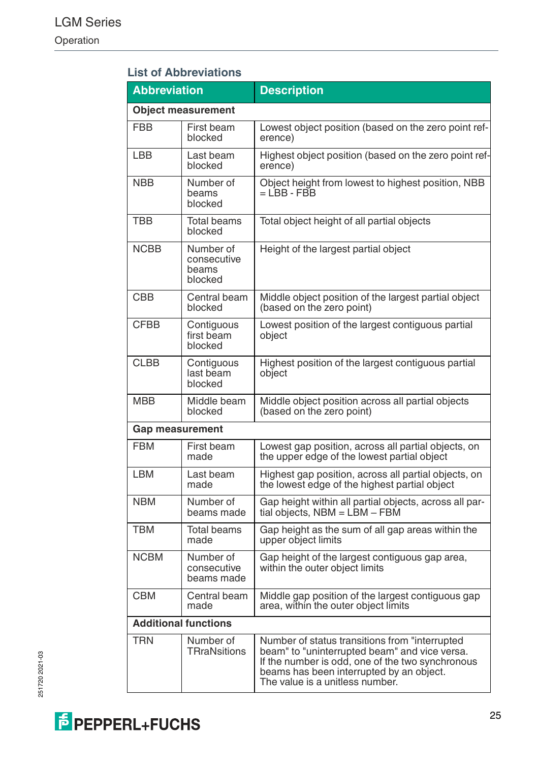## List of Abbreviations

| Abbreviation | | Description |
|---|---|---|
| **Object measurement** | | |
| FBB | First beam blocked | Lowest object position (based on the zero point reference) |
| LBB | Last beam blocked | Highest object position (based on the zero point reference) |
| NBB | Number of beams blocked | Object height from lowest to highest position, NBB = LBB - FBB |
| TBB | Total beams blocked | Total object height of all partial objects |
| NCBB | Number of consecutive beams blocked | Height of the largest partial object |
| CBB | Central beam blocked | Middle object position of the largest partial object (based on the zero point) |
| CFBB | Contiguous first beam blocked | Lowest position of the largest contiguous partial object |
| CLBB | Contiguous last beam blocked | Highest position of the largest contiguous partial object |
| MBB | Middle beam blocked | Middle object position across all partial objects (based on the zero point) |
| **Gap measurement** | | |
| FBM | First beam made | Lowest gap position, across all partial objects, on the upper edge of the lowest partial object |
| LBM | Last beam made | Highest gap position, across all partial objects, on the lowest edge of the highest partial object |
| NBM | Number of beams made | Gap height within all partial objects, across all partial objects, NBM = LBM – FBM |
| TBM | Total beams made | Gap height as the sum of all gap areas within the upper object limits |
| NCBM | Number of consecutive beams made | Gap height of the largest contiguous gap area, within the outer object limits |
| CBM | Central beam made | Middle gap position of the largest contiguous gap area, within the outer object limits |
| **Additional functions** | | |
| TRN | Number of TRraNsitions | Number of status transitions from "interrupted beam" to "uninterrupted beam" and vice versa. If the number is odd, one of the two synchronous beams has been interrupted by an object. The value is a unitless number. |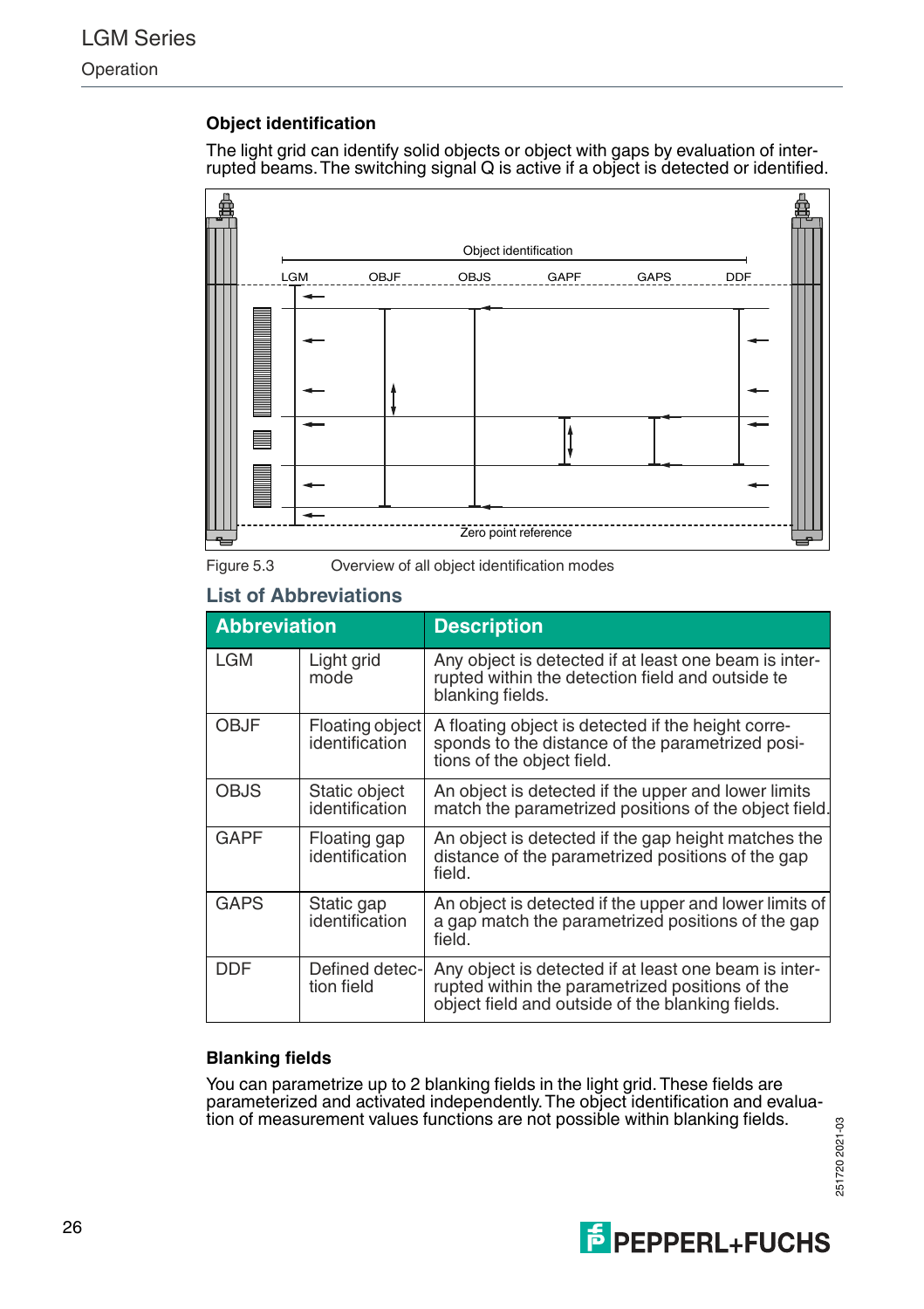### Object identification

The light grid can identify solid objects or object with gaps by evaluation of interrupted beams. The switching signal Q is active if a object is detected or identified.

Figure 5.3 Overview of all object identification modes

## List of Abbreviations

| Abbreviation | | Description |
|---|---|---|
| LGM | Light grid mode | Any object is detected if at least one beam is interrupted within the detection field and outside te blanking fields. |
| OBJF | Floating object identification | A floating object is detected if the height corresponds to the distance of the parametrized positions of the object field. |
| OBJS | Static object identification | An object is detected if the upper and lower limits match the parametrized positions of the object field. |
| GAPF | Floating gap identification | An object is detected if the gap height matches the distance of the parametrized positions of the gap field. |
| GAPS | Static gap identification | An object is detected if the upper and lower limits of a gap match the parametrized positions of the gap field. |
| DDF | Defined detection field | Any object is detected if at least one beam is interrupted within the parametrized positions of the object field and outside of the blanking fields. |

### Blanking fields

You can parametrize up to 2 blanking fields in the light grid. These fields are parameterized and activated independently. The object identification and evaluation of measurement values functions are not possible within blanking fields.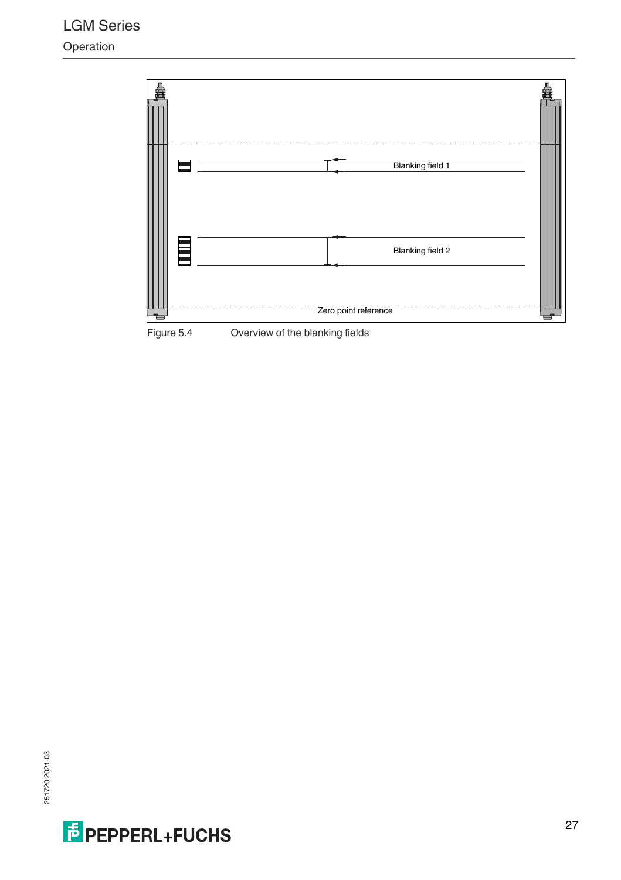Blanking field 1

Blanking field 2

Zero point reference

Figure 5.4 Overview of the blanking fields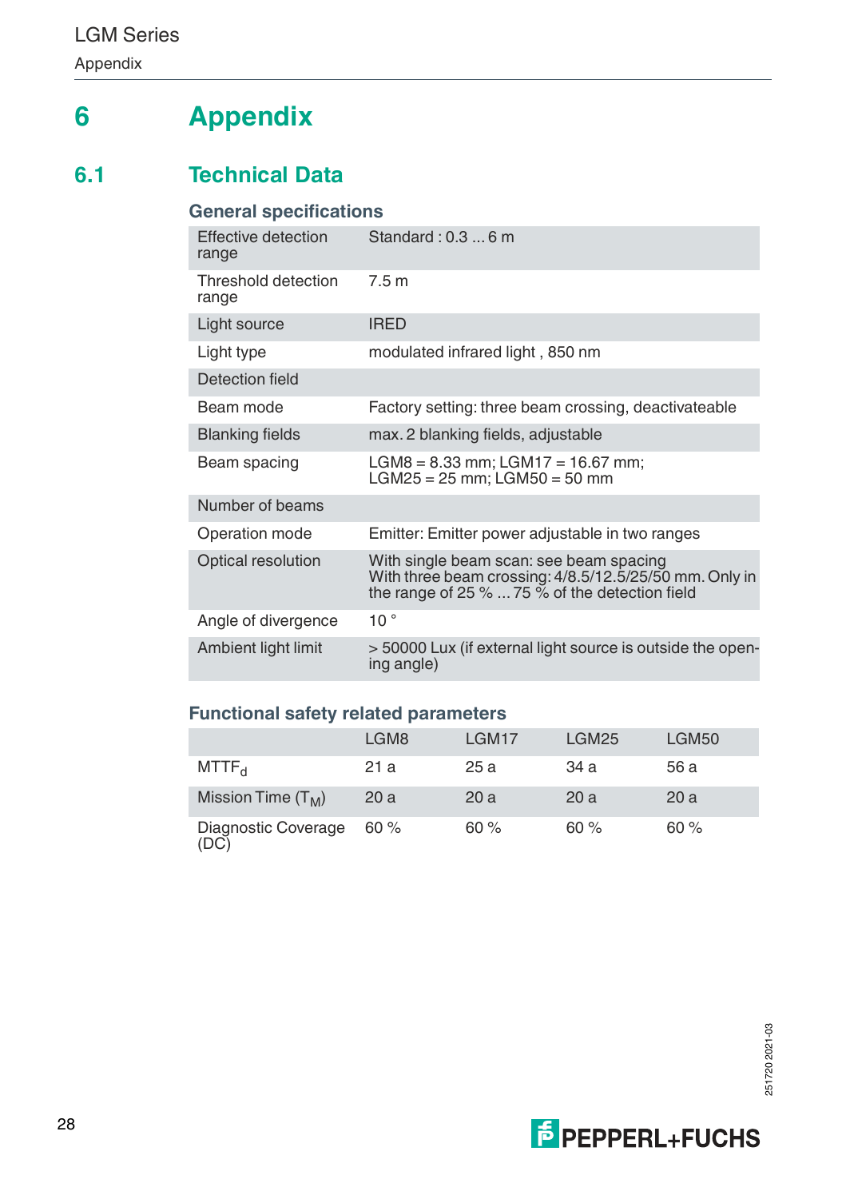# 6 Appendix

## 6.1 Technical Data

### General specifications

| | |
|---|---|
| Effective detection range | Standard : 0.3 ... 6 m |
| Threshold detection range | 7.5 m |
| Light source | IRED |
| Light type | modulated infrared light , 850 nm |
| Detection field | |
| Beam mode | Factory setting: three beam crossing, deactivateable |
| Blanking fields | max. 2 blanking fields, adjustable |
| Beam spacing | LGM8 = 8.33 mm; LGM17 = 16.67 mm; LGM25 = 25 mm; LGM50 = 50 mm |
| Number of beams | |
| Operation mode | Emitter: Emitter power adjustable in two ranges |
| Optical resolution | With single beam scan: see beam spacing<br>With three beam crossing: 4/8.5/12.5/25/50 mm. Only in the range of 25 % ... 75 % of the detection field |
| Angle of divergence | 10 ° |
| Ambient light limit | > 50000 Lux (if external light source is outside the opening angle) |

### Functional safety related parameters

| | LGM8 | LGM17 | LGM25 | LGM50 |
|---|---|---|---|---|
| $MTTF_d$ | 21 a | 25 a | 34 a | 56 a |
| Mission Time ($T_M$) | 20 a | 20 a | 20 a | 20 a |
| Diagnostic Coverage (DC) | 60 % | 60 % | 60 % | 60 % |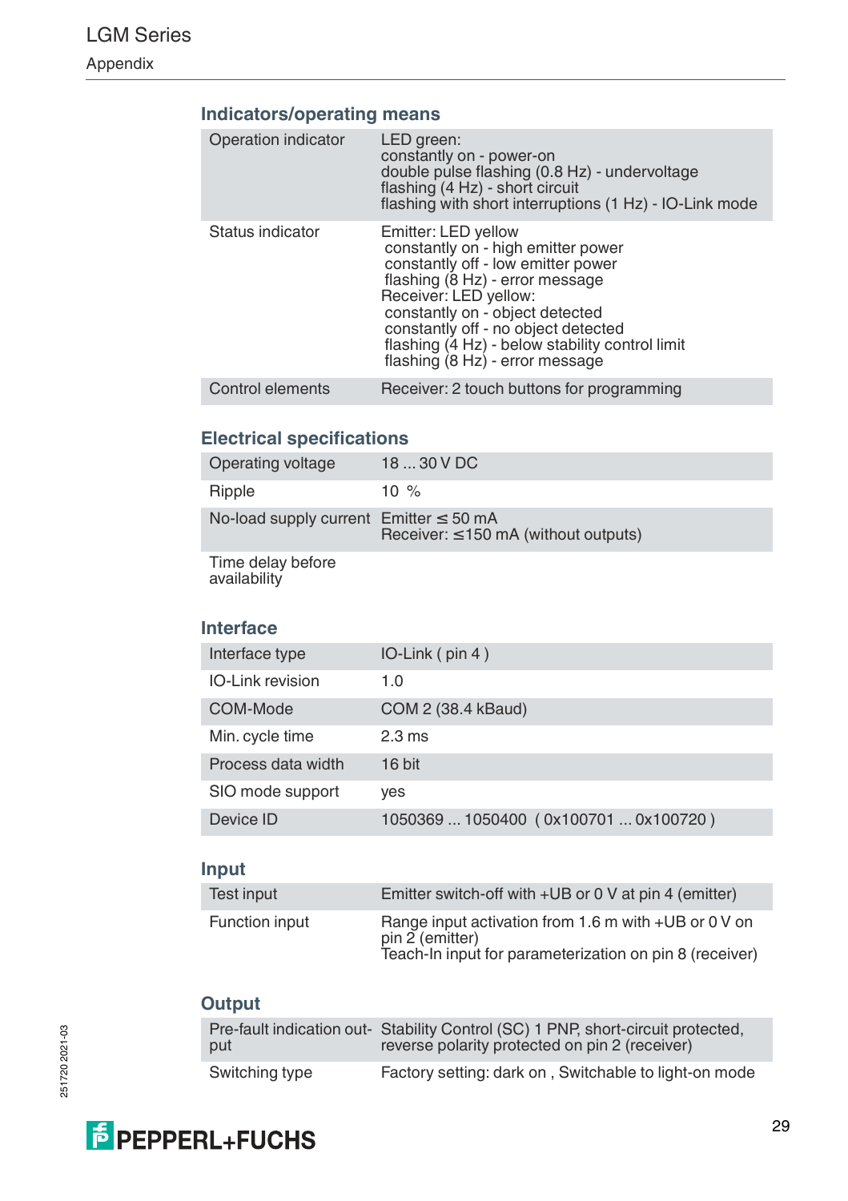## Indicators/operating means

| | |
|---|---|
| Operation indicator | LED green:<br>constantly on - power-on<br>double pulse flashing (0.8 Hz) - undervoltage<br>flashing (4 Hz) - short circuit<br>flashing with short interruptions (1 Hz) - IO-Link mode |
| Status indicator | Emitter: LED yellow<br>constantly on - high emitter power<br>constantly off - low emitter power<br>flashing (8 Hz) - error message<br>Receiver: LED yellow:<br>constantly on - object detected<br>constantly off - no object detected<br>flashing (4 Hz) - below stability control limit<br>flashing (8 Hz) - error message |
| Control elements | Receiver: 2 touch buttons for programming |

## Electrical specifications

| | |
|---|---|
| Operating voltage | 18 ... 30 V DC |
| Ripple | 10 % |
| No-load supply current | Emitter ≤ 50 mA<br>Receiver: ≤150 mA (without outputs) |
| Time delay before availability | |

## Interface

| | |
|---|---|
| Interface type | IO-Link ( pin 4 ) |
| IO-Link revision | 1.0 |
| COM-Mode | COM 2 (38.4 kBaud) |
| Min. cycle time | 2.3 ms |
| Process data width | 16 bit |
| SIO mode support | yes |
| Device ID | 1050369 ... 1050400 ( 0x100701 ... 0x100720 ) |

## Input

| | |
|---|---|
| Test input | Emitter switch-off with +UB or 0 V at pin 4 (emitter) |
| Function input | Range input activation from 1.6 m with +UB or 0 V on pin 2 (emitter)<br>Teach-In input for parameterization on pin 8 (receiver) |

## Output

| | |
|---|---|
| Pre-fault indication output | Stability Control (SC) 1 PNP, short-circuit protected, reverse polarity protected on pin 2 (receiver) |
| Switching type | Factory setting: dark on , Switchable to light-on mode |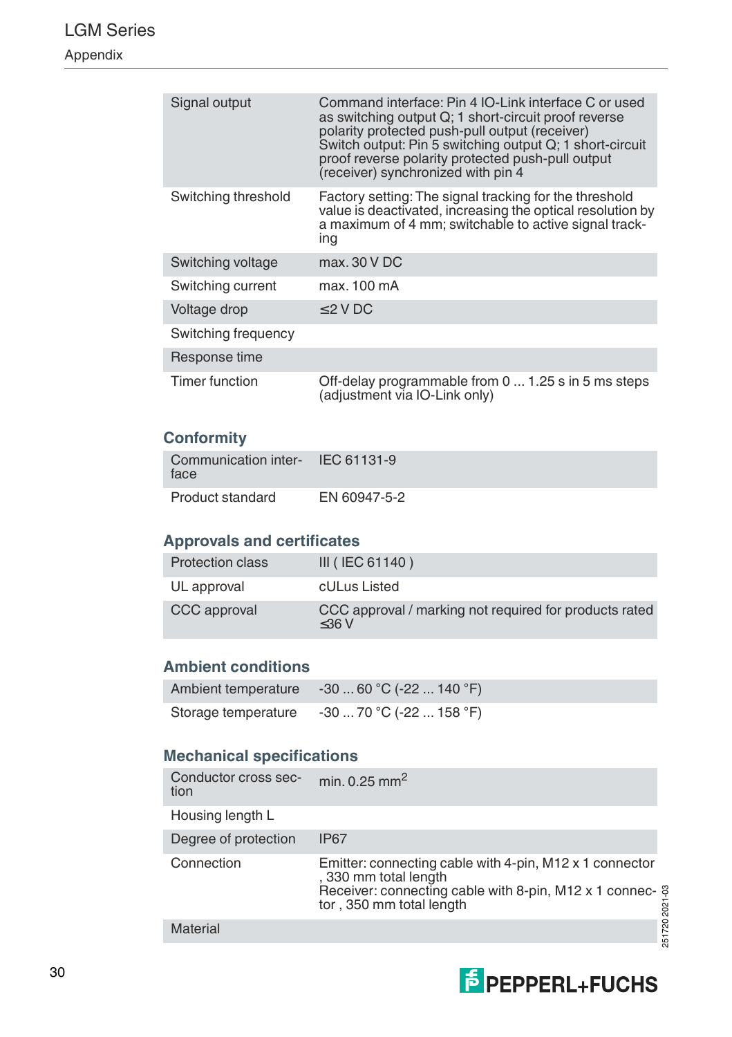| | |
|---|---|
| Signal output | Command interface: Pin 4 IO-Link interface C or used as switching output Q; 1 short-circuit proof reverse polarity protected push-pull output (receiver)<br>Switch output: Pin 5 switching output Q; 1 short-circuit proof reverse polarity protected push-pull output (receiver) synchronized with pin 4 |
| Switching threshold | Factory setting: The signal tracking for the threshold value is deactivated, increasing the optical resolution by a maximum of 4 mm; switchable to active signal tracking |
| Switching voltage | max. 30 V DC |
| Switching current | max. 100 mA |
| Voltage drop | ≤2 V DC |
| Switching frequency | |
| Response time | |
| Timer function | Off-delay programmable from 0 ... 1.25 s in 5 ms steps (adjustment via IO-Link only) |

## Conformity

| | |
|---|---|
| Communication interface | IEC 61131-9 |
| Product standard | EN 60947-5-2 |

## Approvals and certificates

| | |
|---|---|
| Protection class | III ( IEC 61140 ) |
| UL approval | cULus Listed |
| CCC approval | CCC approval / marking not required for products rated ≤36 V |

## Ambient conditions

| | |
|---|---|
| Ambient temperature | -30 ... 60 °C (-22 ... 140 °F) |
| Storage temperature | -30 ... 70 °C (-22 ... 158 °F) |

## Mechanical specifications

| | |
|---|---|
| Conductor cross section | min. 0.25 mm$^2$ |
| Housing length L | |
| Degree of protection | IP67 |
| Connection | Emitter: connecting cable with 4-pin, M12 x 1 connector , 330 mm total length<br>Receiver: connecting cable with 8-pin, M12 x 1 connector , 350 mm total length |
| Material | |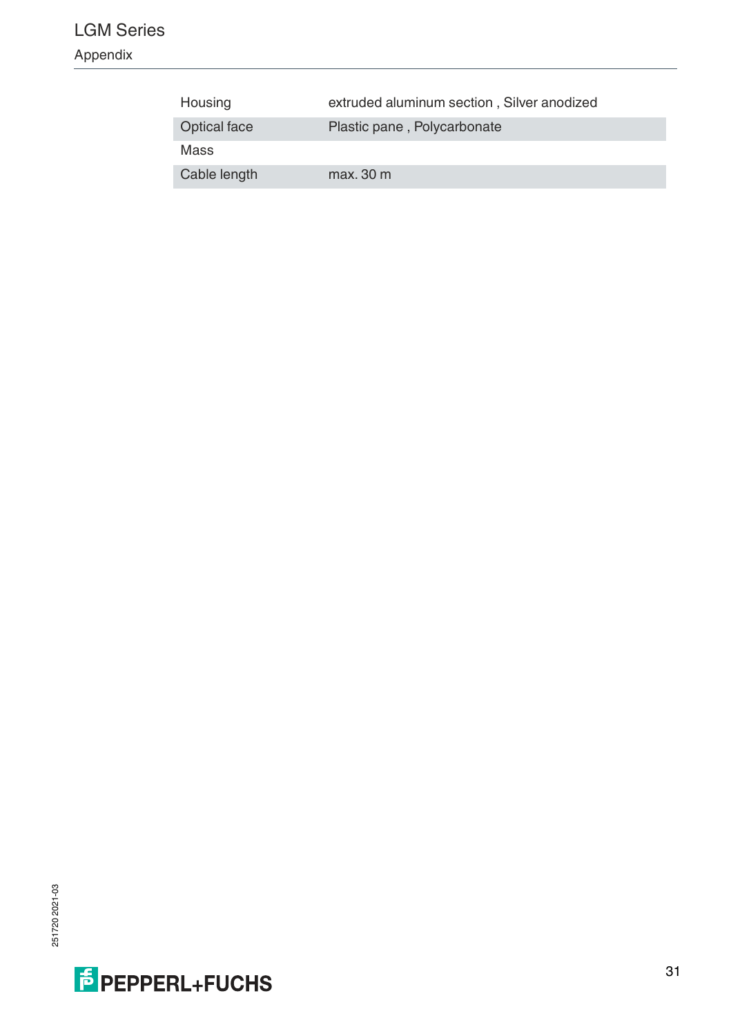| | |
|---|---|
| Housing | extruded aluminum section , Silver anodized |
| Optical face | Plastic pane , Polycarbonate |
| Mass | |
| Cable length | max. 30 m |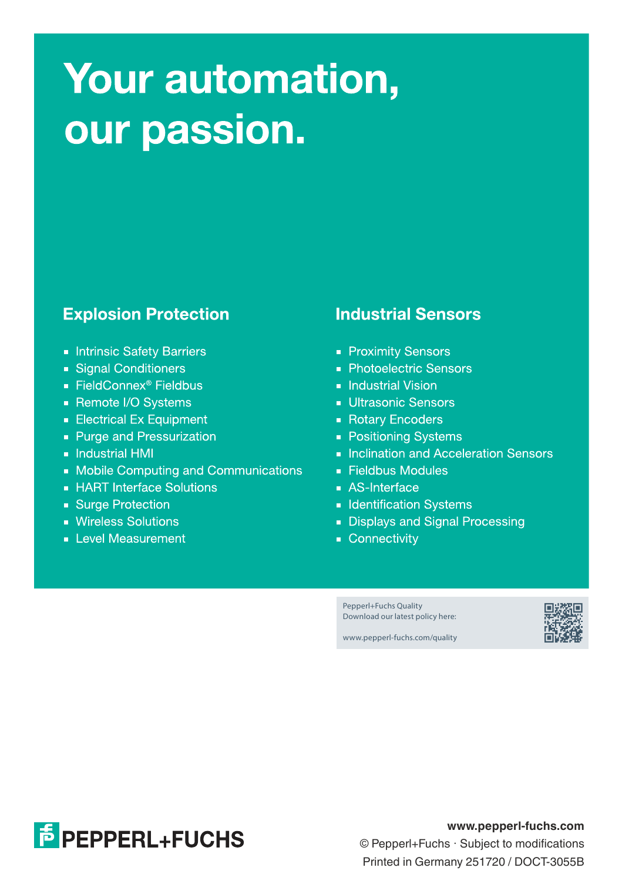# Your automation, our passion.

## Explosion Protection

- Intrinsic Safety Barriers
- Signal Conditioners
- FieldConnex® Fieldbus
- Remote I/O Systems
- Electrical Ex Equipment
- Purge and Pressurization
- Industrial HMI
- Mobile Computing and Communications
- HART Interface Solutions
- Surge Protection
- Wireless Solutions
- Level Measurement

## Industrial Sensors

- Proximity Sensors
- Photoelectric Sensors
- Industrial Vision
- Ultrasonic Sensors
- Rotary Encoders
- Positioning Systems
- Inclination and Acceleration Sensors
- Fieldbus Modules
- AS-Interface
- Identification Systems
- Displays and Signal Processing
- Connectivity

Pepperl+Fuchs Quality
Download our latest policy here:

www.pepperl-fuchs.com/quality

PEPPERL+FUCHS

**www.pepperl-fuchs.com**
© Pepperl+Fuchs · Subject to modifications
Printed in Germany 251720 / DOCT-3055B